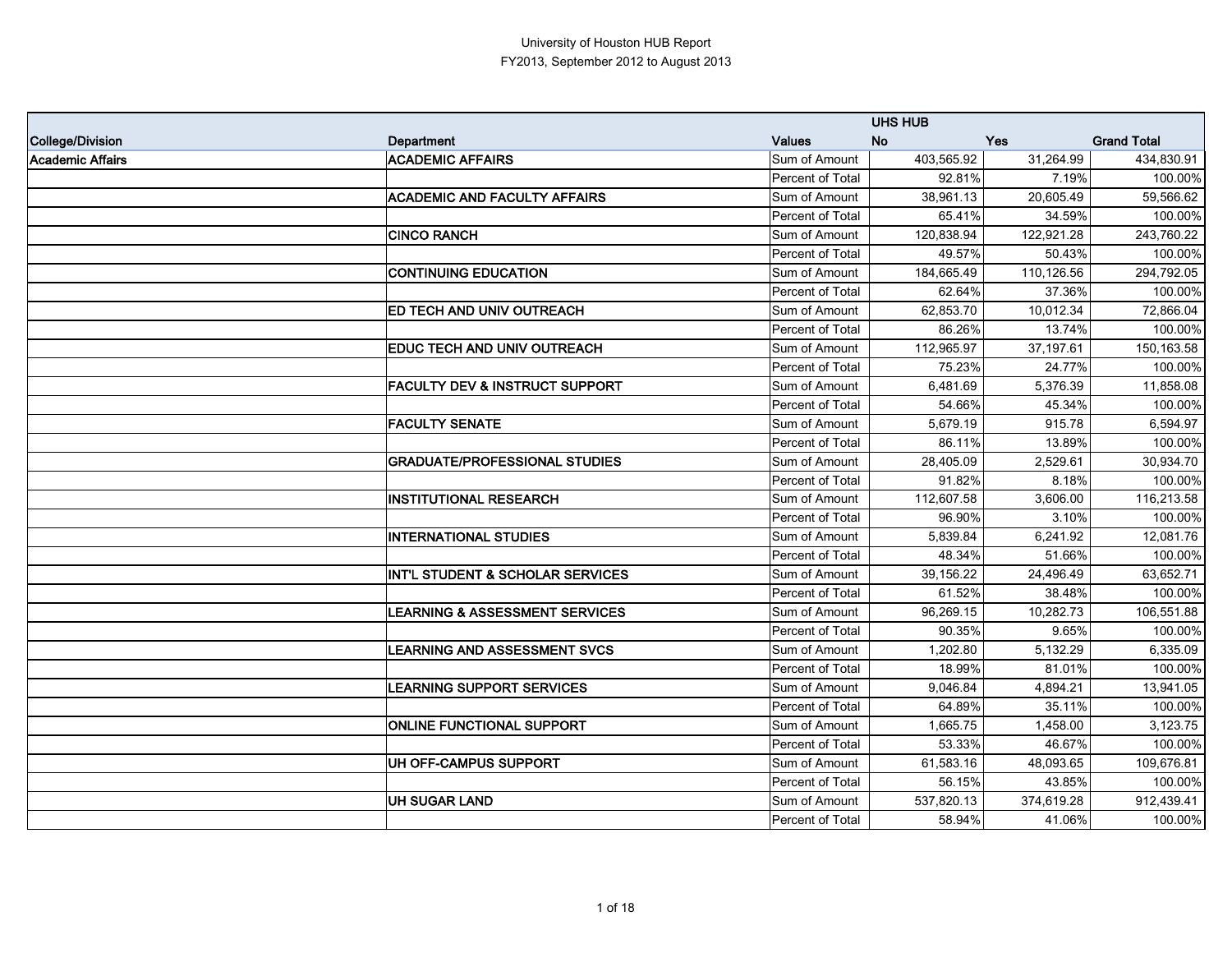University of Houston HUB Report

FY2013, September 2012 to August 2013

| | | | UHS HUB | | |
|---|---|---|---|---|---|
| College/Division | Department | Values | No | Yes | Grand Total |
| Academic Affairs | ACADEMIC AFFAIRS | Sum of Amount | 403,565.92 | 31,264.99 | 434,830.91 |
| | | Percent of Total | 92.81% | 7.19% | 100.00% |
| | ACADEMIC AND FACULTY AFFAIRS | Sum of Amount | 38,961.13 | 20,605.49 | 59,566.62 |
| | | Percent of Total | 65.41% | 34.59% | 100.00% |
| | CINCO RANCH | Sum of Amount | 120,838.94 | 122,921.28 | 243,760.22 |
| | | Percent of Total | 49.57% | 50.43% | 100.00% |
| | CONTINUING EDUCATION | Sum of Amount | 184,665.49 | 110,126.56 | 294,792.05 |
| | | Percent of Total | 62.64% | 37.36% | 100.00% |
| | ED TECH AND UNIV OUTREACH | Sum of Amount | 62,853.70 | 10,012.34 | 72,866.04 |
| | | Percent of Total | 86.26% | 13.74% | 100.00% |
| | EDUC TECH AND UNIV OUTREACH | Sum of Amount | 112,965.97 | 37,197.61 | 150,163.58 |
| | | Percent of Total | 75.23% | 24.77% | 100.00% |
| | FACULTY DEV & INSTRUCT SUPPORT | Sum of Amount | 6,481.69 | 5,376.39 | 11,858.08 |
| | | Percent of Total | 54.66% | 45.34% | 100.00% |
| | FACULTY SENATE | Sum of Amount | 5,679.19 | 915.78 | 6,594.97 |
| | | Percent of Total | 86.11% | 13.89% | 100.00% |
| | GRADUATE/PROFESSIONAL STUDIES | Sum of Amount | 28,405.09 | 2,529.61 | 30,934.70 |
| | | Percent of Total | 91.82% | 8.18% | 100.00% |
| | INSTITUTIONAL RESEARCH | Sum of Amount | 112,607.58 | 3,606.00 | 116,213.58 |
| | | Percent of Total | 96.90% | 3.10% | 100.00% |
| | INTERNATIONAL STUDIES | Sum of Amount | 5,839.84 | 6,241.92 | 12,081.76 |
| | | Percent of Total | 48.34% | 51.66% | 100.00% |
| | INT'L STUDENT & SCHOLAR SERVICES | Sum of Amount | 39,156.22 | 24,496.49 | 63,652.71 |
| | | Percent of Total | 61.52% | 38.48% | 100.00% |
| | LEARNING & ASSESSMENT SERVICES | Sum of Amount | 96,269.15 | 10,282.73 | 106,551.88 |
| | | Percent of Total | 90.35% | 9.65% | 100.00% |
| | LEARNING AND ASSESSMENT SVCS | Sum of Amount | 1,202.80 | 5,132.29 | 6,335.09 |
| | | Percent of Total | 18.99% | 81.01% | 100.00% |
| | LEARNING SUPPORT SERVICES | Sum of Amount | 9,046.84 | 4,894.21 | 13,941.05 |
| | | Percent of Total | 64.89% | 35.11% | 100.00% |
| | ONLINE FUNCTIONAL SUPPORT | Sum of Amount | 1,665.75 | 1,458.00 | 3,123.75 |
| | | Percent of Total | 53.33% | 46.67% | 100.00% |
| | UH OFF-CAMPUS SUPPORT | Sum of Amount | 61,583.16 | 48,093.65 | 109,676.81 |
| | | Percent of Total | 56.15% | 43.85% | 100.00% |
| | UH SUGAR LAND | Sum of Amount | 537,820.13 | 374,619.28 | 912,439.41 |
| | | Percent of Total | 58.94% | 41.06% | 100.00% |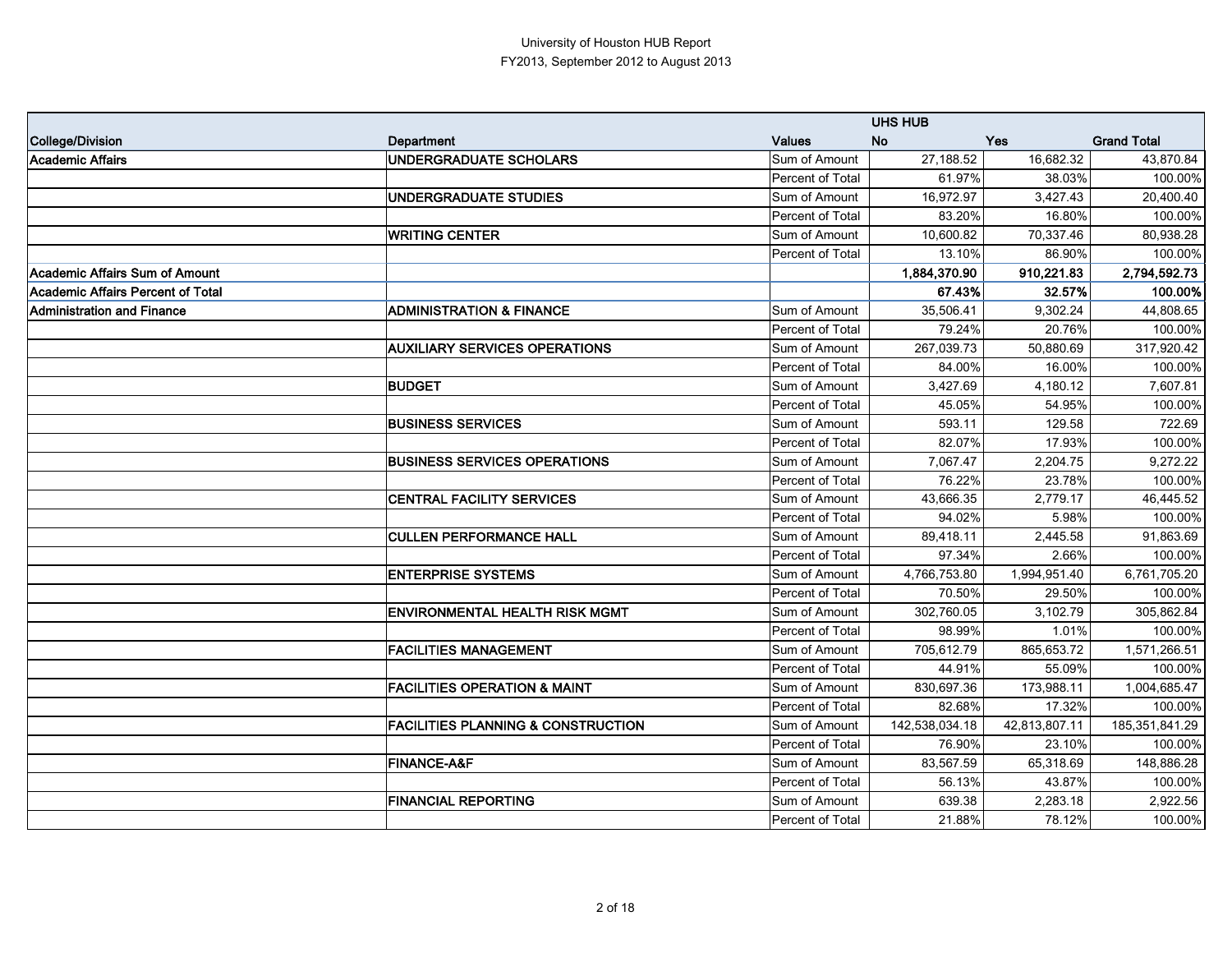University of Houston HUB Report
FY2013, September 2012 to August 2013

| | | | UHS HUB | | |
|---|---|---|---|---|---|
| **College/Division** | **Department** | **Values** | **No** | **Yes** | **Grand Total** |
| **Academic Affairs** | **UNDERGRADUATE SCHOLARS** | Sum of Amount | 27,188.52 | 16,682.32 | 43,870.84 |
| | | Percent of Total | 61.97% | 38.03% | 100.00% |
| | **UNDERGRADUATE STUDIES** | Sum of Amount | 16,972.97 | 3,427.43 | 20,400.40 |
| | | Percent of Total | 83.20% | 16.80% | 100.00% |
| | **WRITING CENTER** | Sum of Amount | 10,600.82 | 70,337.46 | 80,938.28 |
| | | Percent of Total | 13.10% | 86.90% | 100.00% |
| **Academic Affairs Sum of Amount** | | | **1,884,370.90** | **910,221.83** | **2,794,592.73** |
| **Academic Affairs Percent of Total** | | | **67.43%** | **32.57%** | **100.00%** |
| **Administration and Finance** | **ADMINISTRATION & FINANCE** | Sum of Amount | 35,506.41 | 9,302.24 | 44,808.65 |
| | | Percent of Total | 79.24% | 20.76% | 100.00% |
| | **AUXILIARY SERVICES OPERATIONS** | Sum of Amount | 267,039.73 | 50,880.69 | 317,920.42 |
| | | Percent of Total | 84.00% | 16.00% | 100.00% |
| | **BUDGET** | Sum of Amount | 3,427.69 | 4,180.12 | 7,607.81 |
| | | Percent of Total | 45.05% | 54.95% | 100.00% |
| | **BUSINESS SERVICES** | Sum of Amount | 593.11 | 129.58 | 722.69 |
| | | Percent of Total | 82.07% | 17.93% | 100.00% |
| | **BUSINESS SERVICES OPERATIONS** | Sum of Amount | 7,067.47 | 2,204.75 | 9,272.22 |
| | | Percent of Total | 76.22% | 23.78% | 100.00% |
| | **CENTRAL FACILITY SERVICES** | Sum of Amount | 43,666.35 | 2,779.17 | 46,445.52 |
| | | Percent of Total | 94.02% | 5.98% | 100.00% |
| | **CULLEN PERFORMANCE HALL** | Sum of Amount | 89,418.11 | 2,445.58 | 91,863.69 |
| | | Percent of Total | 97.34% | 2.66% | 100.00% |
| | **ENTERPRISE SYSTEMS** | Sum of Amount | 4,766,753.80 | 1,994,951.40 | 6,761,705.20 |
| | | Percent of Total | 70.50% | 29.50% | 100.00% |
| | **ENVIRONMENTAL HEALTH RISK MGMT** | Sum of Amount | 302,760.05 | 3,102.79 | 305,862.84 |
| | | Percent of Total | 98.99% | 1.01% | 100.00% |
| | **FACILITIES MANAGEMENT** | Sum of Amount | 705,612.79 | 865,653.72 | 1,571,266.51 |
| | | Percent of Total | 44.91% | 55.09% | 100.00% |
| | **FACILITIES OPERATION & MAINT** | Sum of Amount | 830,697.36 | 173,988.11 | 1,004,685.47 |
| | | Percent of Total | 82.68% | 17.32% | 100.00% |
| | **FACILITIES PLANNING & CONSTRUCTION** | Sum of Amount | 142,538,034.18 | 42,813,807.11 | 185,351,841.29 |
| | | Percent of Total | 76.90% | 23.10% | 100.00% |
| | **FINANCE-A&F** | Sum of Amount | 83,567.59 | 65,318.69 | 148,886.28 |
| | | Percent of Total | 56.13% | 43.87% | 100.00% |
| | **FINANCIAL REPORTING** | Sum of Amount | 639.38 | 2,283.18 | 2,922.56 |
| | | Percent of Total | 21.88% | 78.12% | 100.00% |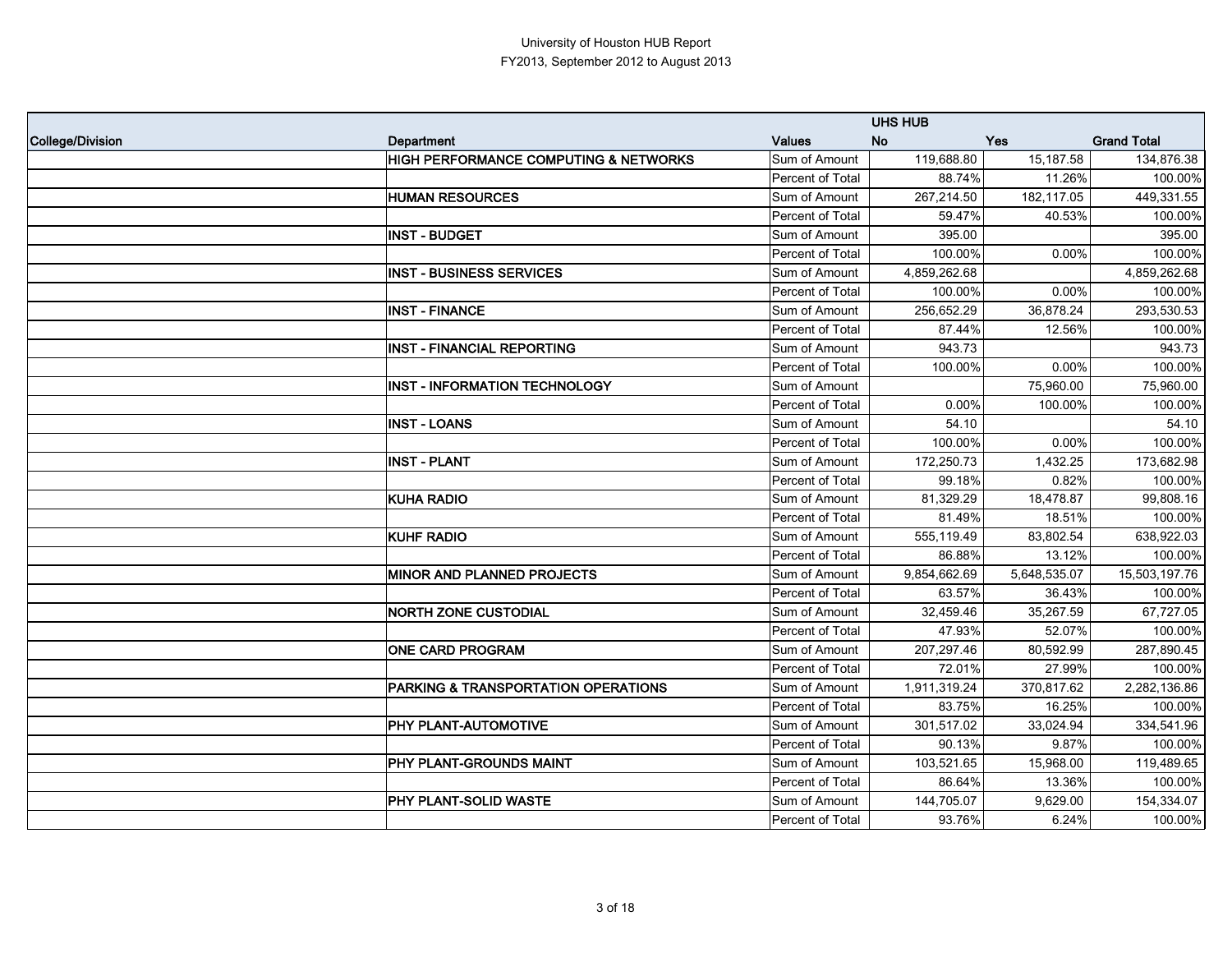University of Houston HUB Report
FY2013, September 2012 to August 2013

| | | | UHS HUB | | |
|---|---|---|---|---|---|
| College/Division | Department | Values | No | Yes | Grand Total |
| | **HIGH PERFORMANCE COMPUTING & NETWORKS** | Sum of Amount | 119,688.80 | 15,187.58 | 134,876.38 |
| | | Percent of Total | 88.74% | 11.26% | 100.00% |
| | **HUMAN RESOURCES** | Sum of Amount | 267,214.50 | 182,117.05 | 449,331.55 |
| | | Percent of Total | 59.47% | 40.53% | 100.00% |
| | **INST - BUDGET** | Sum of Amount | 395.00 | | 395.00 |
| | | Percent of Total | 100.00% | 0.00% | 100.00% |
| | **INST - BUSINESS SERVICES** | Sum of Amount | 4,859,262.68 | | 4,859,262.68 |
| | | Percent of Total | 100.00% | 0.00% | 100.00% |
| | **INST - FINANCE** | Sum of Amount | 256,652.29 | 36,878.24 | 293,530.53 |
| | | Percent of Total | 87.44% | 12.56% | 100.00% |
| | **INST - FINANCIAL REPORTING** | Sum of Amount | 943.73 | | 943.73 |
| | | Percent of Total | 100.00% | 0.00% | 100.00% |
| | **INST - INFORMATION TECHNOLOGY** | Sum of Amount | | 75,960.00 | 75,960.00 |
| | | Percent of Total | 0.00% | 100.00% | 100.00% |
| | **INST - LOANS** | Sum of Amount | 54.10 | | 54.10 |
| | | Percent of Total | 100.00% | 0.00% | 100.00% |
| | **INST - PLANT** | Sum of Amount | 172,250.73 | 1,432.25 | 173,682.98 |
| | | Percent of Total | 99.18% | 0.82% | 100.00% |
| | **KUHA RADIO** | Sum of Amount | 81,329.29 | 18,478.87 | 99,808.16 |
| | | Percent of Total | 81.49% | 18.51% | 100.00% |
| | **KUHF RADIO** | Sum of Amount | 555,119.49 | 83,802.54 | 638,922.03 |
| | | Percent of Total | 86.88% | 13.12% | 100.00% |
| | **MINOR AND PLANNED PROJECTS** | Sum of Amount | 9,854,662.69 | 5,648,535.07 | 15,503,197.76 |
| | | Percent of Total | 63.57% | 36.43% | 100.00% |
| | **NORTH ZONE CUSTODIAL** | Sum of Amount | 32,459.46 | 35,267.59 | 67,727.05 |
| | | Percent of Total | 47.93% | 52.07% | 100.00% |
| | **ONE CARD PROGRAM** | Sum of Amount | 207,297.46 | 80,592.99 | 287,890.45 |
| | | Percent of Total | 72.01% | 27.99% | 100.00% |
| | **PARKING & TRANSPORTATION OPERATIONS** | Sum of Amount | 1,911,319.24 | 370,817.62 | 2,282,136.86 |
| | | Percent of Total | 83.75% | 16.25% | 100.00% |
| | **PHY PLANT-AUTOMOTIVE** | Sum of Amount | 301,517.02 | 33,024.94 | 334,541.96 |
| | | Percent of Total | 90.13% | 9.87% | 100.00% |
| | **PHY PLANT-GROUNDS MAINT** | Sum of Amount | 103,521.65 | 15,968.00 | 119,489.65 |
| | | Percent of Total | 86.64% | 13.36% | 100.00% |
| | **PHY PLANT-SOLID WASTE** | Sum of Amount | 144,705.07 | 9,629.00 | 154,334.07 |
| | | Percent of Total | 93.76% | 6.24% | 100.00% |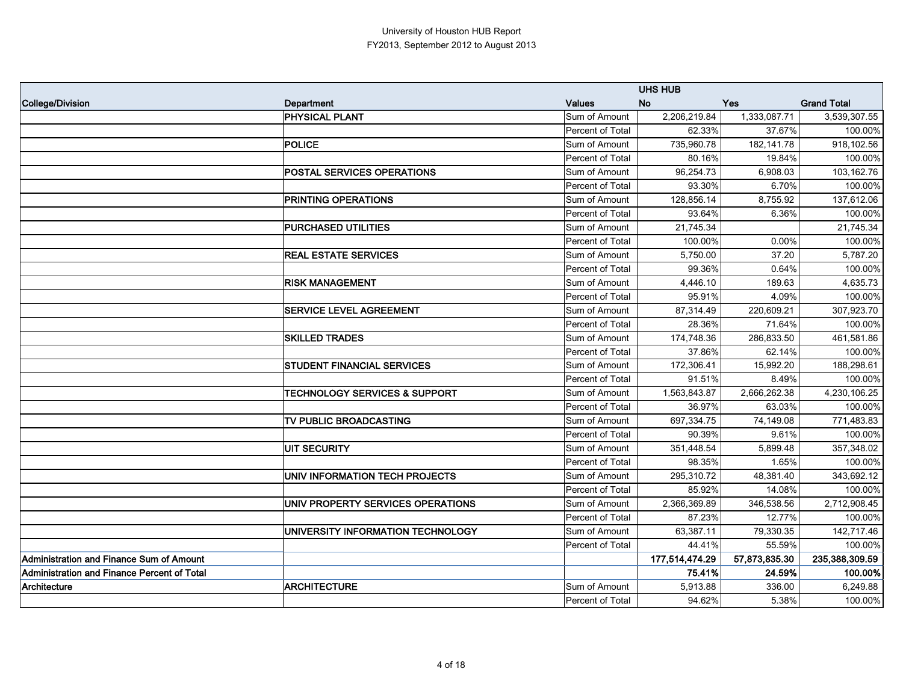University of Houston HUB Report
FY2013, September 2012 to August 2013

| College/Division | Department | Values | UHS HUB No | Yes | Grand Total |
|---|---|---|---|---|---|
| | **PHYSICAL PLANT** | Sum of Amount | 2,206,219.84 | 1,333,087.71 | 3,539,307.55 |
| | | Percent of Total | 62.33% | 37.67% | 100.00% |
| | **POLICE** | Sum of Amount | 735,960.78 | 182,141.78 | 918,102.56 |
| | | Percent of Total | 80.16% | 19.84% | 100.00% |
| | **POSTAL SERVICES OPERATIONS** | Sum of Amount | 96,254.73 | 6,908.03 | 103,162.76 |
| | | Percent of Total | 93.30% | 6.70% | 100.00% |
| | **PRINTING OPERATIONS** | Sum of Amount | 128,856.14 | 8,755.92 | 137,612.06 |
| | | Percent of Total | 93.64% | 6.36% | 100.00% |
| | **PURCHASED UTILITIES** | Sum of Amount | 21,745.34 | | 21,745.34 |
| | | Percent of Total | 100.00% | 0.00% | 100.00% |
| | **REAL ESTATE SERVICES** | Sum of Amount | 5,750.00 | 37.20 | 5,787.20 |
| | | Percent of Total | 99.36% | 0.64% | 100.00% |
| | **RISK MANAGEMENT** | Sum of Amount | 4,446.10 | 189.63 | 4,635.73 |
| | | Percent of Total | 95.91% | 4.09% | 100.00% |
| | **SERVICE LEVEL AGREEMENT** | Sum of Amount | 87,314.49 | 220,609.21 | 307,923.70 |
| | | Percent of Total | 28.36% | 71.64% | 100.00% |
| | **SKILLED TRADES** | Sum of Amount | 174,748.36 | 286,833.50 | 461,581.86 |
| | | Percent of Total | 37.86% | 62.14% | 100.00% |
| | **STUDENT FINANCIAL SERVICES** | Sum of Amount | 172,306.41 | 15,992.20 | 188,298.61 |
| | | Percent of Total | 91.51% | 8.49% | 100.00% |
| | **TECHNOLOGY SERVICES & SUPPORT** | Sum of Amount | 1,563,843.87 | 2,666,262.38 | 4,230,106.25 |
| | | Percent of Total | 36.97% | 63.03% | 100.00% |
| | **TV PUBLIC BROADCASTING** | Sum of Amount | 697,334.75 | 74,149.08 | 771,483.83 |
| | | Percent of Total | 90.39% | 9.61% | 100.00% |
| | **UIT SECURITY** | Sum of Amount | 351,448.54 | 5,899.48 | 357,348.02 |
| | | Percent of Total | 98.35% | 1.65% | 100.00% |
| | **UNIV INFORMATION TECH PROJECTS** | Sum of Amount | 295,310.72 | 48,381.40 | 343,692.12 |
| | | Percent of Total | 85.92% | 14.08% | 100.00% |
| | **UNIV PROPERTY SERVICES OPERATIONS** | Sum of Amount | 2,366,369.89 | 346,538.56 | 2,712,908.45 |
| | | Percent of Total | 87.23% | 12.77% | 100.00% |
| | **UNIVERSITY INFORMATION TECHNOLOGY** | Sum of Amount | 63,387.11 | 79,330.35 | 142,717.46 |
| | | Percent of Total | 44.41% | 55.59% | 100.00% |
| **Administration and Finance Sum of Amount** | | | **177,514,474.29** | **57,873,835.30** | **235,388,309.59** |
| **Administration and Finance Percent of Total** | | | **75.41%** | **24.59%** | **100.00%** |
| **Architecture** | **ARCHITECTURE** | Sum of Amount | 5,913.88 | 336.00 | 6,249.88 |
| | | Percent of Total | 94.62% | 5.38% | 100.00% |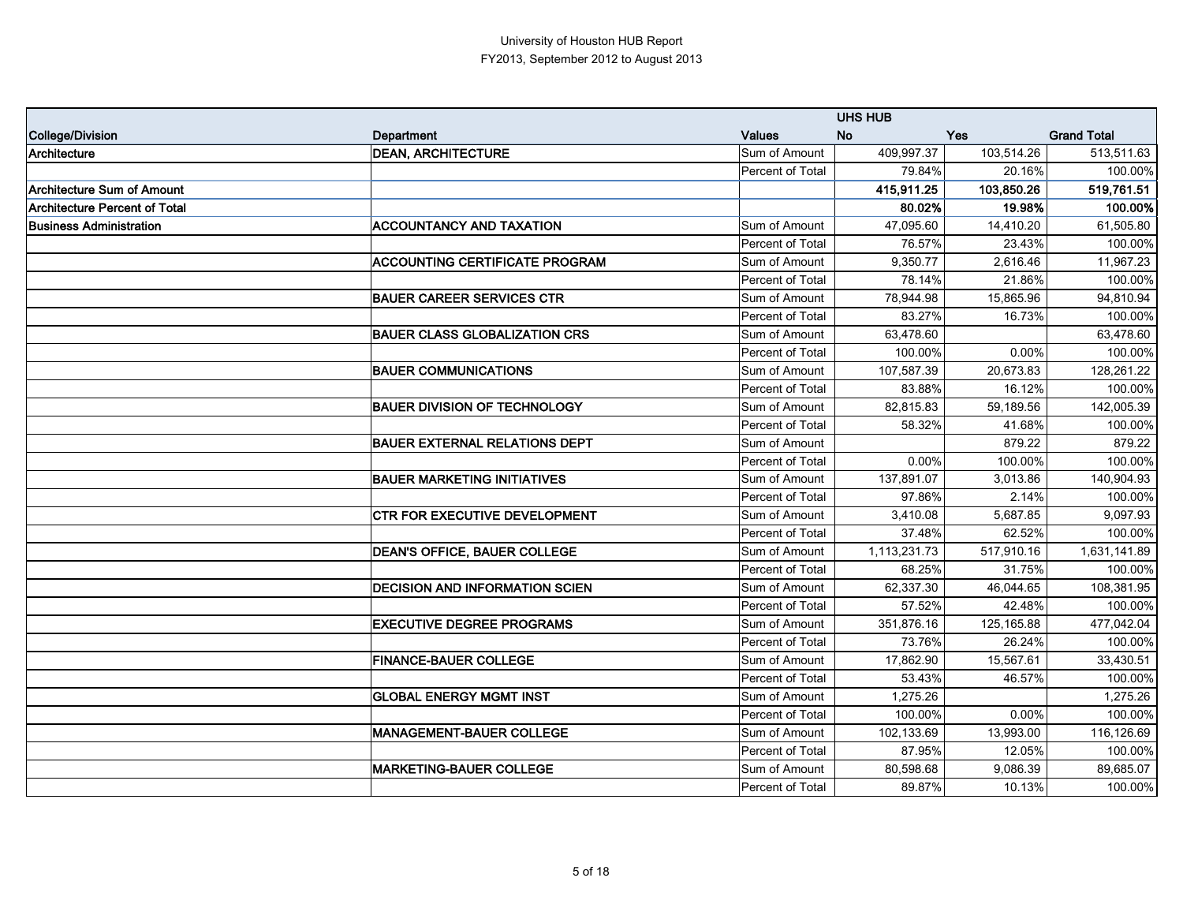University of Houston HUB Report
FY2013, September 2012 to August 2013

| | | | UHS HUB | | |
|---|---|---|---|---|---|
| **College/Division** | **Department** | **Values** | **No** | **Yes** | **Grand Total** |
| **Architecture** | **DEAN, ARCHITECTURE** | Sum of Amount | 409,997.37 | 103,514.26 | 513,511.63 |
| | | Percent of Total | 79.84% | 20.16% | 100.00% |
| **Architecture Sum of Amount** | | | **415,911.25** | **103,850.26** | **519,761.51** |
| **Architecture Percent of Total** | | | **80.02%** | **19.98%** | **100.00%** |
| **Business Administration** | **ACCOUNTANCY AND TAXATION** | Sum of Amount | 47,095.60 | 14,410.20 | 61,505.80 |
| | | Percent of Total | 76.57% | 23.43% | 100.00% |
| | **ACCOUNTING CERTIFICATE PROGRAM** | Sum of Amount | 9,350.77 | 2,616.46 | 11,967.23 |
| | | Percent of Total | 78.14% | 21.86% | 100.00% |
| | **BAUER CAREER SERVICES CTR** | Sum of Amount | 78,944.98 | 15,865.96 | 94,810.94 |
| | | Percent of Total | 83.27% | 16.73% | 100.00% |
| | **BAUER CLASS GLOBALIZATION CRS** | Sum of Amount | 63,478.60 | | 63,478.60 |
| | | Percent of Total | 100.00% | 0.00% | 100.00% |
| | **BAUER COMMUNICATIONS** | Sum of Amount | 107,587.39 | 20,673.83 | 128,261.22 |
| | | Percent of Total | 83.88% | 16.12% | 100.00% |
| | **BAUER DIVISION OF TECHNOLOGY** | Sum of Amount | 82,815.83 | 59,189.56 | 142,005.39 |
| | | Percent of Total | 58.32% | 41.68% | 100.00% |
| | **BAUER EXTERNAL RELATIONS DEPT** | Sum of Amount | | 879.22 | 879.22 |
| | | Percent of Total | 0.00% | 100.00% | 100.00% |
| | **BAUER MARKETING INITIATIVES** | Sum of Amount | 137,891.07 | 3,013.86 | 140,904.93 |
| | | Percent of Total | 97.86% | 2.14% | 100.00% |
| | **CTR FOR EXECUTIVE DEVELOPMENT** | Sum of Amount | 3,410.08 | 5,687.85 | 9,097.93 |
| | | Percent of Total | 37.48% | 62.52% | 100.00% |
| | **DEAN'S OFFICE, BAUER COLLEGE** | Sum of Amount | 1,113,231.73 | 517,910.16 | 1,631,141.89 |
| | | Percent of Total | 68.25% | 31.75% | 100.00% |
| | **DECISION AND INFORMATION SCIEN** | Sum of Amount | 62,337.30 | 46,044.65 | 108,381.95 |
| | | Percent of Total | 57.52% | 42.48% | 100.00% |
| | **EXECUTIVE DEGREE PROGRAMS** | Sum of Amount | 351,876.16 | 125,165.88 | 477,042.04 |
| | | Percent of Total | 73.76% | 26.24% | 100.00% |
| | **FINANCE-BAUER COLLEGE** | Sum of Amount | 17,862.90 | 15,567.61 | 33,430.51 |
| | | Percent of Total | 53.43% | 46.57% | 100.00% |
| | **GLOBAL ENERGY MGMT INST** | Sum of Amount | 1,275.26 | | 1,275.26 |
| | | Percent of Total | 100.00% | 0.00% | 100.00% |
| | **MANAGEMENT-BAUER COLLEGE** | Sum of Amount | 102,133.69 | 13,993.00 | 116,126.69 |
| | | Percent of Total | 87.95% | 12.05% | 100.00% |
| | **MARKETING-BAUER COLLEGE** | Sum of Amount | 80,598.68 | 9,086.39 | 89,685.07 |
| | | Percent of Total | 89.87% | 10.13% | 100.00% |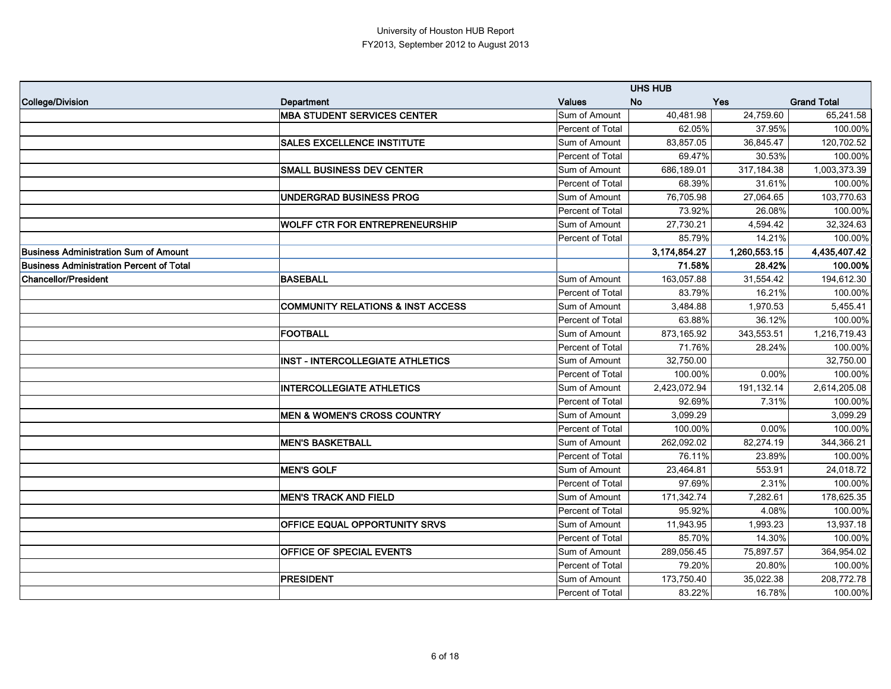University of Houston HUB Report
FY2013, September 2012 to August 2013

| | | | UHS HUB | | |
|---|---|---|---|---|---|
| **College/Division** | **Department** | **Values** | **No** | **Yes** | **Grand Total** |
| | **MBA STUDENT SERVICES CENTER** | Sum of Amount | 40,481.98 | 24,759.60 | 65,241.58 |
| | | Percent of Total | 62.05% | 37.95% | 100.00% |
| | **SALES EXCELLENCE INSTITUTE** | Sum of Amount | 83,857.05 | 36,845.47 | 120,702.52 |
| | | Percent of Total | 69.47% | 30.53% | 100.00% |
| | **SMALL BUSINESS DEV CENTER** | Sum of Amount | 686,189.01 | 317,184.38 | 1,003,373.39 |
| | | Percent of Total | 68.39% | 31.61% | 100.00% |
| | **UNDERGRAD BUSINESS PROG** | Sum of Amount | 76,705.98 | 27,064.65 | 103,770.63 |
| | | Percent of Total | 73.92% | 26.08% | 100.00% |
| | **WOLFF CTR FOR ENTREPRENEURSHIP** | Sum of Amount | 27,730.21 | 4,594.42 | 32,324.63 |
| | | Percent of Total | 85.79% | 14.21% | 100.00% |
| **Business Administration Sum of Amount** | | | **3,174,854.27** | **1,260,553.15** | **4,435,407.42** |
| **Business Administration Percent of Total** | | | **71.58%** | **28.42%** | **100.00%** |
| **Chancellor/President** | **BASEBALL** | Sum of Amount | 163,057.88 | 31,554.42 | 194,612.30 |
| | | Percent of Total | 83.79% | 16.21% | 100.00% |
| | **COMMUNITY RELATIONS & INST ACCESS** | Sum of Amount | 3,484.88 | 1,970.53 | 5,455.41 |
| | | Percent of Total | 63.88% | 36.12% | 100.00% |
| | **FOOTBALL** | Sum of Amount | 873,165.92 | 343,553.51 | 1,216,719.43 |
| | | Percent of Total | 71.76% | 28.24% | 100.00% |
| | **INST - INTERCOLLEGIATE ATHLETICS** | Sum of Amount | 32,750.00 | | 32,750.00 |
| | | Percent of Total | 100.00% | 0.00% | 100.00% |
| | **INTERCOLLEGIATE ATHLETICS** | Sum of Amount | 2,423,072.94 | 191,132.14 | 2,614,205.08 |
| | | Percent of Total | 92.69% | 7.31% | 100.00% |
| | **MEN & WOMEN'S CROSS COUNTRY** | Sum of Amount | 3,099.29 | | 3,099.29 |
| | | Percent of Total | 100.00% | 0.00% | 100.00% |
| | **MEN'S BASKETBALL** | Sum of Amount | 262,092.02 | 82,274.19 | 344,366.21 |
| | | Percent of Total | 76.11% | 23.89% | 100.00% |
| | **MEN'S GOLF** | Sum of Amount | 23,464.81 | 553.91 | 24,018.72 |
| | | Percent of Total | 97.69% | 2.31% | 100.00% |
| | **MEN'S TRACK AND FIELD** | Sum of Amount | 171,342.74 | 7,282.61 | 178,625.35 |
| | | Percent of Total | 95.92% | 4.08% | 100.00% |
| | **OFFICE EQUAL OPPORTUNITY SRVS** | Sum of Amount | 11,943.95 | 1,993.23 | 13,937.18 |
| | | Percent of Total | 85.70% | 14.30% | 100.00% |
| | **OFFICE OF SPECIAL EVENTS** | Sum of Amount | 289,056.45 | 75,897.57 | 364,954.02 |
| | | Percent of Total | 79.20% | 20.80% | 100.00% |
| | **PRESIDENT** | Sum of Amount | 173,750.40 | 35,022.38 | 208,772.78 |
| | | Percent of Total | 83.22% | 16.78% | 100.00% |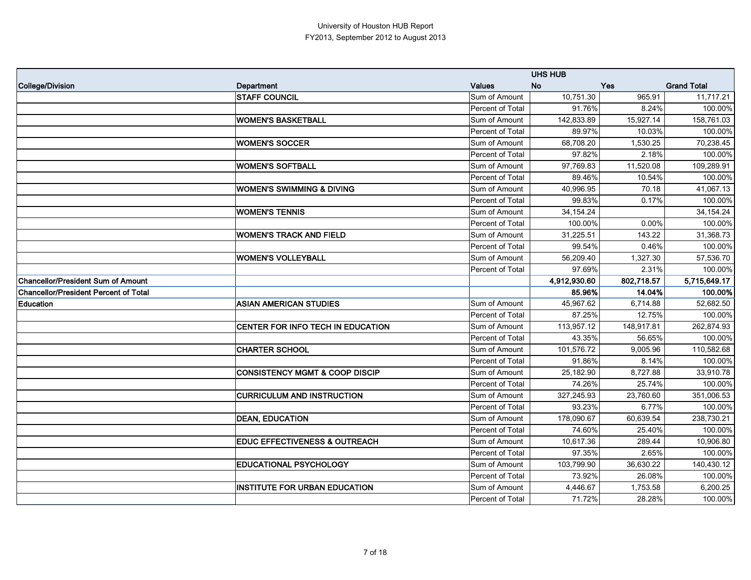University of Houston HUB Report
FY2013, September 2012 to August 2013

| College/Division | Department | Values | UHS HUB No | Yes | Grand Total |
|---|---|---|---|---|---|
| | **STAFF COUNCIL** | Sum of Amount | 10,751.30 | 965.91 | 11,717.21 |
| | | Percent of Total | 91.76% | 8.24% | 100.00% |
| | **WOMEN'S BASKETBALL** | Sum of Amount | 142,833.89 | 15,927.14 | 158,761.03 |
| | | Percent of Total | 89.97% | 10.03% | 100.00% |
| | **WOMEN'S SOCCER** | Sum of Amount | 68,708.20 | 1,530.25 | 70,238.45 |
| | | Percent of Total | 97.82% | 2.18% | 100.00% |
| | **WOMEN'S SOFTBALL** | Sum of Amount | 97,769.83 | 11,520.08 | 109,289.91 |
| | | Percent of Total | 89.46% | 10.54% | 100.00% |
| | **WOMEN'S SWIMMING & DIVING** | Sum of Amount | 40,996.95 | 70.18 | 41,067.13 |
| | | Percent of Total | 99.83% | 0.17% | 100.00% |
| | **WOMEN'S TENNIS** | Sum of Amount | 34,154.24 | | 34,154.24 |
| | | Percent of Total | 100.00% | 0.00% | 100.00% |
| | **WOMEN'S TRACK AND FIELD** | Sum of Amount | 31,225.51 | 143.22 | 31,368.73 |
| | | Percent of Total | 99.54% | 0.46% | 100.00% |
| | **WOMEN'S VOLLEYBALL** | Sum of Amount | 56,209.40 | 1,327.30 | 57,536.70 |
| | | Percent of Total | 97.69% | 2.31% | 100.00% |
| **Chancellor/President Sum of Amount** | | | **4,912,930.60** | **802,718.57** | **5,715,649.17** |
| **Chancellor/President Percent of Total** | | | **85.96%** | **14.04%** | **100.00%** |
| **Education** | **ASIAN AMERICAN STUDIES** | Sum of Amount | 45,967.62 | 6,714.88 | 52,682.50 |
| | | Percent of Total | 87.25% | 12.75% | 100.00% |
| | **CENTER FOR INFO TECH IN EDUCATION** | Sum of Amount | 113,957.12 | 148,917.81 | 262,874.93 |
| | | Percent of Total | 43.35% | 56.65% | 100.00% |
| | **CHARTER SCHOOL** | Sum of Amount | 101,576.72 | 9,005.96 | 110,582.68 |
| | | Percent of Total | 91.86% | 8.14% | 100.00% |
| | **CONSISTENCY MGMT & COOP DISCIP** | Sum of Amount | 25,182.90 | 8,727.88 | 33,910.78 |
| | | Percent of Total | 74.26% | 25.74% | 100.00% |
| | **CURRICULUM AND INSTRUCTION** | Sum of Amount | 327,245.93 | 23,760.60 | 351,006.53 |
| | | Percent of Total | 93.23% | 6.77% | 100.00% |
| | **DEAN, EDUCATION** | Sum of Amount | 178,090.67 | 60,639.54 | 238,730.21 |
| | | Percent of Total | 74.60% | 25.40% | 100.00% |
| | **EDUC EFFECTIVENESS & OUTREACH** | Sum of Amount | 10,617.36 | 289.44 | 10,906.80 |
| | | Percent of Total | 97.35% | 2.65% | 100.00% |
| | **EDUCATIONAL PSYCHOLOGY** | Sum of Amount | 103,799.90 | 36,630.22 | 140,430.12 |
| | | Percent of Total | 73.92% | 26.08% | 100.00% |
| | **INSTITUTE FOR URBAN EDUCATION** | Sum of Amount | 4,446.67 | 1,753.58 | 6,200.25 |
| | | Percent of Total | 71.72% | 28.28% | 100.00% |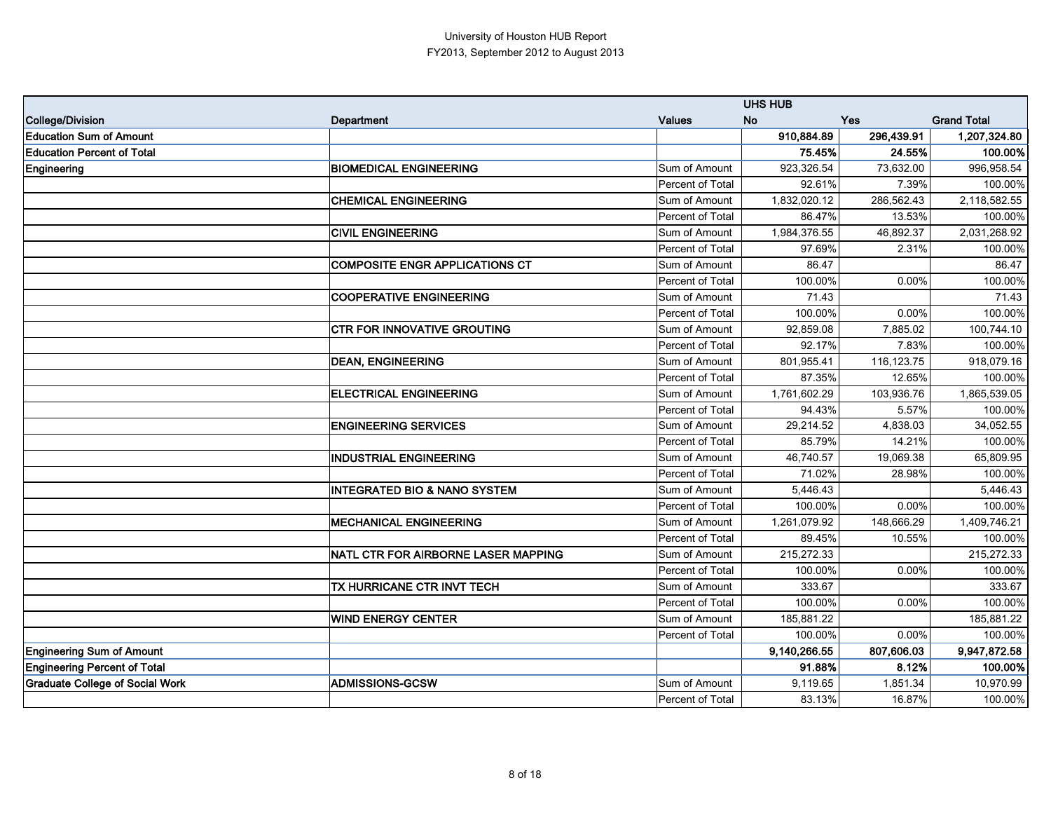University of Houston HUB Report
FY2013, September 2012 to August 2013

| | | | UHS HUB | | |
|---|---|---|---|---|---|
| **College/Division** | **Department** | **Values** | **No** | **Yes** | **Grand Total** |
| **Education Sum of Amount** | | | **910,884.89** | **296,439.91** | **1,207,324.80** |
| **Education Percent of Total** | | | **75.45%** | **24.55%** | **100.00%** |
| Engineering | **BIOMEDICAL ENGINEERING** | Sum of Amount | 923,326.54 | 73,632.00 | 996,958.54 |
| | | Percent of Total | 92.61% | 7.39% | 100.00% |
| | **CHEMICAL ENGINEERING** | Sum of Amount | 1,832,020.12 | 286,562.43 | 2,118,582.55 |
| | | Percent of Total | 86.47% | 13.53% | 100.00% |
| | **CIVIL ENGINEERING** | Sum of Amount | 1,984,376.55 | 46,892.37 | 2,031,268.92 |
| | | Percent of Total | 97.69% | 2.31% | 100.00% |
| | **COMPOSITE ENGR APPLICATIONS CT** | Sum of Amount | 86.47 | | 86.47 |
| | | Percent of Total | 100.00% | 0.00% | 100.00% |
| | **COOPERATIVE ENGINEERING** | Sum of Amount | 71.43 | | 71.43 |
| | | Percent of Total | 100.00% | 0.00% | 100.00% |
| | **CTR FOR INNOVATIVE GROUTING** | Sum of Amount | 92,859.08 | 7,885.02 | 100,744.10 |
| | | Percent of Total | 92.17% | 7.83% | 100.00% |
| | **DEAN, ENGINEERING** | Sum of Amount | 801,955.41 | 116,123.75 | 918,079.16 |
| | | Percent of Total | 87.35% | 12.65% | 100.00% |
| | **ELECTRICAL ENGINEERING** | Sum of Amount | 1,761,602.29 | 103,936.76 | 1,865,539.05 |
| | | Percent of Total | 94.43% | 5.57% | 100.00% |
| | **ENGINEERING SERVICES** | Sum of Amount | 29,214.52 | 4,838.03 | 34,052.55 |
| | | Percent of Total | 85.79% | 14.21% | 100.00% |
| | **INDUSTRIAL ENGINEERING** | Sum of Amount | 46,740.57 | 19,069.38 | 65,809.95 |
| | | Percent of Total | 71.02% | 28.98% | 100.00% |
| | **INTEGRATED BIO & NANO SYSTEM** | Sum of Amount | 5,446.43 | | 5,446.43 |
| | | Percent of Total | 100.00% | 0.00% | 100.00% |
| | **MECHANICAL ENGINEERING** | Sum of Amount | 1,261,079.92 | 148,666.29 | 1,409,746.21 |
| | | Percent of Total | 89.45% | 10.55% | 100.00% |
| | **NATL CTR FOR AIRBORNE LASER MAPPING** | Sum of Amount | 215,272.33 | | 215,272.33 |
| | | Percent of Total | 100.00% | 0.00% | 100.00% |
| | **TX HURRICANE CTR INVT TECH** | Sum of Amount | 333.67 | | 333.67 |
| | | Percent of Total | 100.00% | 0.00% | 100.00% |
| | **WIND ENERGY CENTER** | Sum of Amount | 185,881.22 | | 185,881.22 |
| | | Percent of Total | 100.00% | 0.00% | 100.00% |
| **Engineering Sum of Amount** | | | **9,140,266.55** | **807,606.03** | **9,947,872.58** |
| **Engineering Percent of Total** | | | **91.88%** | **8.12%** | **100.00%** |
| **Graduate College of Social Work** | **ADMISSIONS-GCSW** | Sum of Amount | 9,119.65 | 1,851.34 | 10,970.99 |
| | | Percent of Total | 83.13% | 16.87% | 100.00% |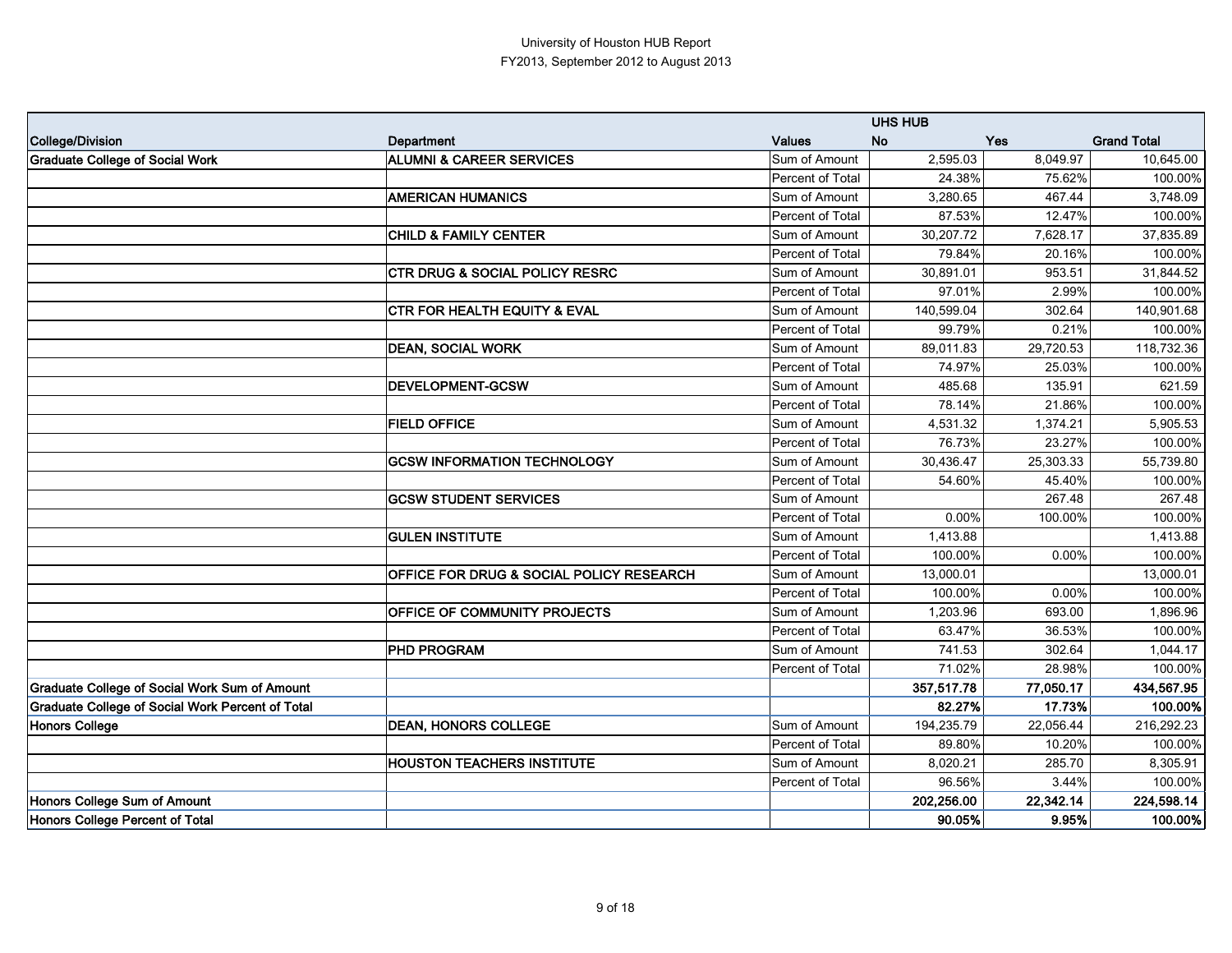University of Houston HUB Report
FY2013, September 2012 to August 2013

| | | | UHS HUB | | |
|---|---|---|---|---|---|
| **College/Division** | **Department** | **Values** | **No** | **Yes** | **Grand Total** |
| **Graduate College of Social Work** | **ALUMNI & CAREER SERVICES** | Sum of Amount | 2,595.03 | 8,049.97 | 10,645.00 |
| | | Percent of Total | 24.38% | 75.62% | 100.00% |
| | **AMERICAN HUMANICS** | Sum of Amount | 3,280.65 | 467.44 | 3,748.09 |
| | | Percent of Total | 87.53% | 12.47% | 100.00% |
| | **CHILD & FAMILY CENTER** | Sum of Amount | 30,207.72 | 7,628.17 | 37,835.89 |
| | | Percent of Total | 79.84% | 20.16% | 100.00% |
| | **CTR DRUG & SOCIAL POLICY RESRC** | Sum of Amount | 30,891.01 | 953.51 | 31,844.52 |
| | | Percent of Total | 97.01% | 2.99% | 100.00% |
| | **CTR FOR HEALTH EQUITY & EVAL** | Sum of Amount | 140,599.04 | 302.64 | 140,901.68 |
| | | Percent of Total | 99.79% | 0.21% | 100.00% |
| | **DEAN, SOCIAL WORK** | Sum of Amount | 89,011.83 | 29,720.53 | 118,732.36 |
| | | Percent of Total | 74.97% | 25.03% | 100.00% |
| | **DEVELOPMENT-GCSW** | Sum of Amount | 485.68 | 135.91 | 621.59 |
| | | Percent of Total | 78.14% | 21.86% | 100.00% |
| | **FIELD OFFICE** | Sum of Amount | 4,531.32 | 1,374.21 | 5,905.53 |
| | | Percent of Total | 76.73% | 23.27% | 100.00% |
| | **GCSW INFORMATION TECHNOLOGY** | Sum of Amount | 30,436.47 | 25,303.33 | 55,739.80 |
| | | Percent of Total | 54.60% | 45.40% | 100.00% |
| | **GCSW STUDENT SERVICES** | Sum of Amount | | 267.48 | 267.48 |
| | | Percent of Total | 0.00% | 100.00% | 100.00% |
| | **GULEN INSTITUTE** | Sum of Amount | 1,413.88 | | 1,413.88 |
| | | Percent of Total | 100.00% | 0.00% | 100.00% |
| | **OFFICE FOR DRUG & SOCIAL POLICY RESEARCH** | Sum of Amount | 13,000.01 | | 13,000.01 |
| | | Percent of Total | 100.00% | 0.00% | 100.00% |
| | **OFFICE OF COMMUNITY PROJECTS** | Sum of Amount | 1,203.96 | 693.00 | 1,896.96 |
| | | Percent of Total | 63.47% | 36.53% | 100.00% |
| | **PHD PROGRAM** | Sum of Amount | 741.53 | 302.64 | 1,044.17 |
| | | Percent of Total | 71.02% | 28.98% | 100.00% |
| **Graduate College of Social Work Sum of Amount** | | | **357,517.78** | **77,050.17** | **434,567.95** |
| **Graduate College of Social Work Percent of Total** | | | **82.27%** | **17.73%** | **100.00%** |
| **Honors College** | **DEAN, HONORS COLLEGE** | Sum of Amount | 194,235.79 | 22,056.44 | 216,292.23 |
| | | Percent of Total | 89.80% | 10.20% | 100.00% |
| | **HOUSTON TEACHERS INSTITUTE** | Sum of Amount | 8,020.21 | 285.70 | 8,305.91 |
| | | Percent of Total | 96.56% | 3.44% | 100.00% |
| **Honors College Sum of Amount** | | | **202,256.00** | **22,342.14** | **224,598.14** |
| **Honors College Percent of Total** | | | **90.05%** | **9.95%** | **100.00%** |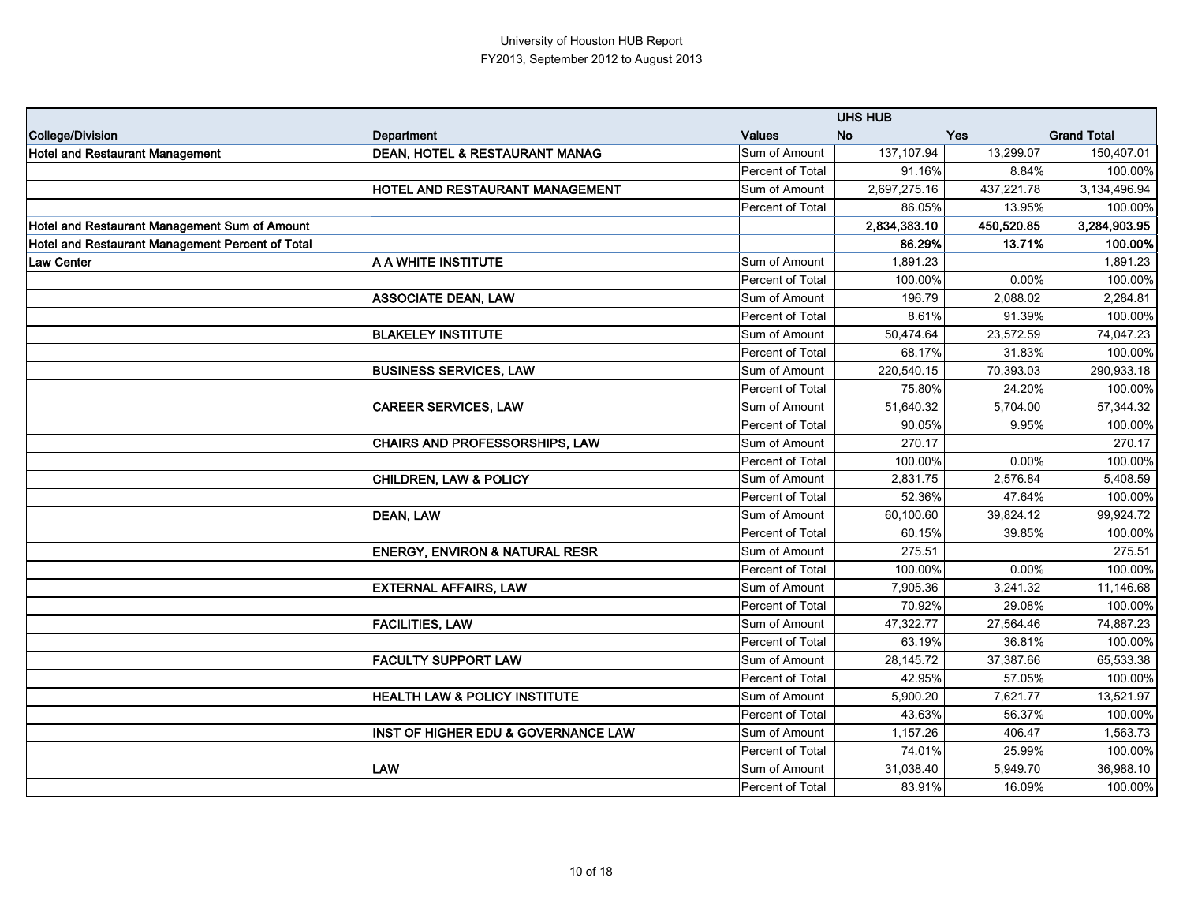University of Houston HUB Report
FY2013, September 2012 to August 2013

| | | | UHS HUB | | |
|---|---|---|---|---|---|
| **College/Division** | **Department** | **Values** | **No** | **Yes** | **Grand Total** |
| **Hotel and Restaurant Management** | **DEAN, HOTEL & RESTAURANT MANAG** | Sum of Amount | 137,107.94 | 13,299.07 | 150,407.01 |
| | | Percent of Total | 91.16% | 8.84% | 100.00% |
| | **HOTEL AND RESTAURANT MANAGEMENT** | Sum of Amount | 2,697,275.16 | 437,221.78 | 3,134,496.94 |
| | | Percent of Total | 86.05% | 13.95% | 100.00% |
| **Hotel and Restaurant Management Sum of Amount** | | | **2,834,383.10** | **450,520.85** | **3,284,903.95** |
| **Hotel and Restaurant Management Percent of Total** | | | **86.29%** | **13.71%** | **100.00%** |
| **Law Center** | **A A WHITE INSTITUTE** | Sum of Amount | 1,891.23 | | 1,891.23 |
| | | Percent of Total | 100.00% | 0.00% | 100.00% |
| | **ASSOCIATE DEAN, LAW** | Sum of Amount | 196.79 | 2,088.02 | 2,284.81 |
| | | Percent of Total | 8.61% | 91.39% | 100.00% |
| | **BLAKELEY INSTITUTE** | Sum of Amount | 50,474.64 | 23,572.59 | 74,047.23 |
| | | Percent of Total | 68.17% | 31.83% | 100.00% |
| | **BUSINESS SERVICES, LAW** | Sum of Amount | 220,540.15 | 70,393.03 | 290,933.18 |
| | | Percent of Total | 75.80% | 24.20% | 100.00% |
| | **CAREER SERVICES, LAW** | Sum of Amount | 51,640.32 | 5,704.00 | 57,344.32 |
| | | Percent of Total | 90.05% | 9.95% | 100.00% |
| | **CHAIRS AND PROFESSORSHIPS, LAW** | Sum of Amount | 270.17 | | 270.17 |
| | | Percent of Total | 100.00% | 0.00% | 100.00% |
| | **CHILDREN, LAW & POLICY** | Sum of Amount | 2,831.75 | 2,576.84 | 5,408.59 |
| | | Percent of Total | 52.36% | 47.64% | 100.00% |
| | **DEAN, LAW** | Sum of Amount | 60,100.60 | 39,824.12 | 99,924.72 |
| | | Percent of Total | 60.15% | 39.85% | 100.00% |
| | **ENERGY, ENVIRON & NATURAL RESR** | Sum of Amount | 275.51 | | 275.51 |
| | | Percent of Total | 100.00% | 0.00% | 100.00% |
| | **EXTERNAL AFFAIRS, LAW** | Sum of Amount | 7,905.36 | 3,241.32 | 11,146.68 |
| | | Percent of Total | 70.92% | 29.08% | 100.00% |
| | **FACILITIES, LAW** | Sum of Amount | 47,322.77 | 27,564.46 | 74,887.23 |
| | | Percent of Total | 63.19% | 36.81% | 100.00% |
| | **FACULTY SUPPORT LAW** | Sum of Amount | 28,145.72 | 37,387.66 | 65,533.38 |
| | | Percent of Total | 42.95% | 57.05% | 100.00% |
| | **HEALTH LAW & POLICY INSTITUTE** | Sum of Amount | 5,900.20 | 7,621.77 | 13,521.97 |
| | | Percent of Total | 43.63% | 56.37% | 100.00% |
| | **INST OF HIGHER EDU & GOVERNANCE LAW** | Sum of Amount | 1,157.26 | 406.47 | 1,563.73 |
| | | Percent of Total | 74.01% | 25.99% | 100.00% |
| | **LAW** | Sum of Amount | 31,038.40 | 5,949.70 | 36,988.10 |
| | | Percent of Total | 83.91% | 16.09% | 100.00% |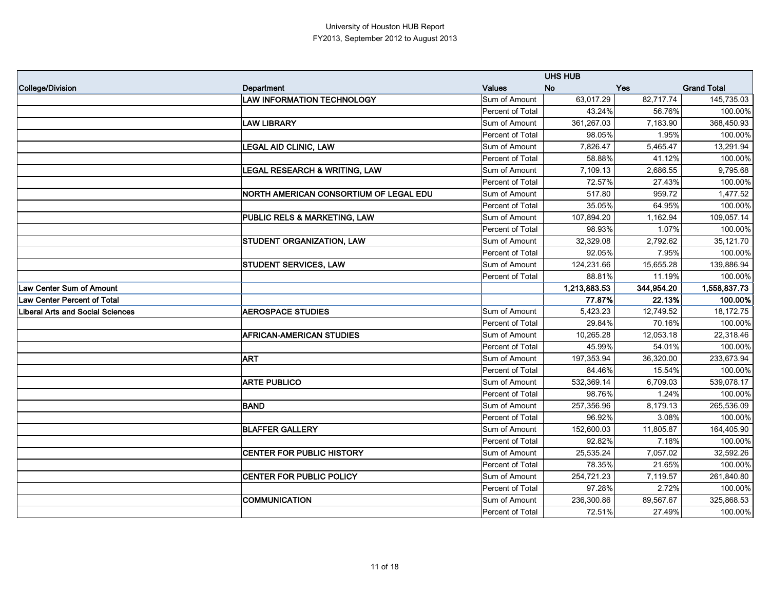University of Houston HUB Report
FY2013, September 2012 to August 2013

| | | | UHS HUB | | |
|---|---|---|---|---|---|
| **College/Division** | **Department** | **Values** | **No** | **Yes** | **Grand Total** |
| | **LAW INFORMATION TECHNOLOGY** | Sum of Amount | 63,017.29 | 82,717.74 | 145,735.03 |
| | | Percent of Total | 43.24% | 56.76% | 100.00% |
| | **LAW LIBRARY** | Sum of Amount | 361,267.03 | 7,183.90 | 368,450.93 |
| | | Percent of Total | 98.05% | 1.95% | 100.00% |
| | **LEGAL AID CLINIC, LAW** | Sum of Amount | 7,826.47 | 5,465.47 | 13,291.94 |
| | | Percent of Total | 58.88% | 41.12% | 100.00% |
| | **LEGAL RESEARCH & WRITING, LAW** | Sum of Amount | 7,109.13 | 2,686.55 | 9,795.68 |
| | | Percent of Total | 72.57% | 27.43% | 100.00% |
| | **NORTH AMERICAN CONSORTIUM OF LEGAL EDU** | Sum of Amount | 517.80 | 959.72 | 1,477.52 |
| | | Percent of Total | 35.05% | 64.95% | 100.00% |
| | **PUBLIC RELS & MARKETING, LAW** | Sum of Amount | 107,894.20 | 1,162.94 | 109,057.14 |
| | | Percent of Total | 98.93% | 1.07% | 100.00% |
| | **STUDENT ORGANIZATION, LAW** | Sum of Amount | 32,329.08 | 2,792.62 | 35,121.70 |
| | | Percent of Total | 92.05% | 7.95% | 100.00% |
| | **STUDENT SERVICES, LAW** | Sum of Amount | 124,231.66 | 15,655.28 | 139,886.94 |
| | | Percent of Total | 88.81% | 11.19% | 100.00% |
| **Law Center Sum of Amount** | | | **1,213,883.53** | **344,954.20** | **1,558,837.73** |
| **Law Center Percent of Total** | | | **77.87%** | **22.13%** | **100.00%** |
| **Liberal Arts and Social Sciences** | **AEROSPACE STUDIES** | Sum of Amount | 5,423.23 | 12,749.52 | 18,172.75 |
| | | Percent of Total | 29.84% | 70.16% | 100.00% |
| | **AFRICAN-AMERICAN STUDIES** | Sum of Amount | 10,265.28 | 12,053.18 | 22,318.46 |
| | | Percent of Total | 45.99% | 54.01% | 100.00% |
| | **ART** | Sum of Amount | 197,353.94 | 36,320.00 | 233,673.94 |
| | | Percent of Total | 84.46% | 15.54% | 100.00% |
| | **ARTE PUBLICO** | Sum of Amount | 532,369.14 | 6,709.03 | 539,078.17 |
| | | Percent of Total | 98.76% | 1.24% | 100.00% |
| | **BAND** | Sum of Amount | 257,356.96 | 8,179.13 | 265,536.09 |
| | | Percent of Total | 96.92% | 3.08% | 100.00% |
| | **BLAFFER GALLERY** | Sum of Amount | 152,600.03 | 11,805.87 | 164,405.90 |
| | | Percent of Total | 92.82% | 7.18% | 100.00% |
| | **CENTER FOR PUBLIC HISTORY** | Sum of Amount | 25,535.24 | 7,057.02 | 32,592.26 |
| | | Percent of Total | 78.35% | 21.65% | 100.00% |
| | **CENTER FOR PUBLIC POLICY** | Sum of Amount | 254,721.23 | 7,119.57 | 261,840.80 |
| | | Percent of Total | 97.28% | 2.72% | 100.00% |
| | **COMMUNICATION** | Sum of Amount | 236,300.86 | 89,567.67 | 325,868.53 |
| | | Percent of Total | 72.51% | 27.49% | 100.00% |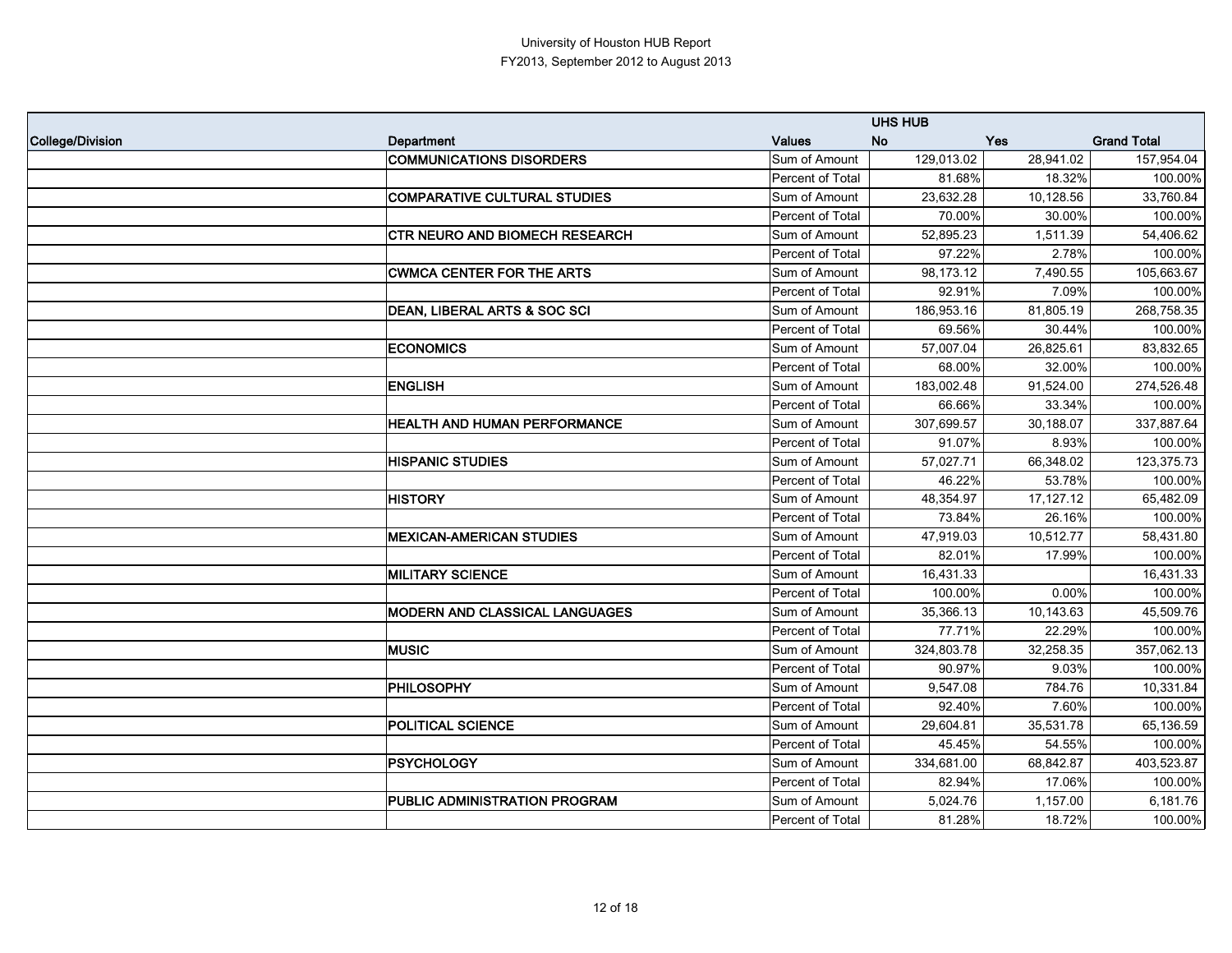University of Houston HUB Report
FY2013, September 2012 to August 2013

| College/Division | Department | Values | UHS HUB No | Yes | Grand Total |
|---|---|---|---|---|---|
| | **COMMUNICATIONS DISORDERS** | Sum of Amount | 129,013.02 | 28,941.02 | 157,954.04 |
| | | Percent of Total | 81.68% | 18.32% | 100.00% |
| | **COMPARATIVE CULTURAL STUDIES** | Sum of Amount | 23,632.28 | 10,128.56 | 33,760.84 |
| | | Percent of Total | 70.00% | 30.00% | 100.00% |
| | **CTR NEURO AND BIOMECH RESEARCH** | Sum of Amount | 52,895.23 | 1,511.39 | 54,406.62 |
| | | Percent of Total | 97.22% | 2.78% | 100.00% |
| | **CWMCA CENTER FOR THE ARTS** | Sum of Amount | 98,173.12 | 7,490.55 | 105,663.67 |
| | | Percent of Total | 92.91% | 7.09% | 100.00% |
| | **DEAN, LIBERAL ARTS & SOC SCI** | Sum of Amount | 186,953.16 | 81,805.19 | 268,758.35 |
| | | Percent of Total | 69.56% | 30.44% | 100.00% |
| | **ECONOMICS** | Sum of Amount | 57,007.04 | 26,825.61 | 83,832.65 |
| | | Percent of Total | 68.00% | 32.00% | 100.00% |
| | **ENGLISH** | Sum of Amount | 183,002.48 | 91,524.00 | 274,526.48 |
| | | Percent of Total | 66.66% | 33.34% | 100.00% |
| | **HEALTH AND HUMAN PERFORMANCE** | Sum of Amount | 307,699.57 | 30,188.07 | 337,887.64 |
| | | Percent of Total | 91.07% | 8.93% | 100.00% |
| | **HISPANIC STUDIES** | Sum of Amount | 57,027.71 | 66,348.02 | 123,375.73 |
| | | Percent of Total | 46.22% | 53.78% | 100.00% |
| | **HISTORY** | Sum of Amount | 48,354.97 | 17,127.12 | 65,482.09 |
| | | Percent of Total | 73.84% | 26.16% | 100.00% |
| | **MEXICAN-AMERICAN STUDIES** | Sum of Amount | 47,919.03 | 10,512.77 | 58,431.80 |
| | | Percent of Total | 82.01% | 17.99% | 100.00% |
| | **MILITARY SCIENCE** | Sum of Amount | 16,431.33 | | 16,431.33 |
| | | Percent of Total | 100.00% | 0.00% | 100.00% |
| | **MODERN AND CLASSICAL LANGUAGES** | Sum of Amount | 35,366.13 | 10,143.63 | 45,509.76 |
| | | Percent of Total | 77.71% | 22.29% | 100.00% |
| | **MUSIC** | Sum of Amount | 324,803.78 | 32,258.35 | 357,062.13 |
| | | Percent of Total | 90.97% | 9.03% | 100.00% |
| | **PHILOSOPHY** | Sum of Amount | 9,547.08 | 784.76 | 10,331.84 |
| | | Percent of Total | 92.40% | 7.60% | 100.00% |
| | **POLITICAL SCIENCE** | Sum of Amount | 29,604.81 | 35,531.78 | 65,136.59 |
| | | Percent of Total | 45.45% | 54.55% | 100.00% |
| | **PSYCHOLOGY** | Sum of Amount | 334,681.00 | 68,842.87 | 403,523.87 |
| | | Percent of Total | 82.94% | 17.06% | 100.00% |
| | **PUBLIC ADMINISTRATION PROGRAM** | Sum of Amount | 5,024.76 | 1,157.00 | 6,181.76 |
| | | Percent of Total | 81.28% | 18.72% | 100.00% |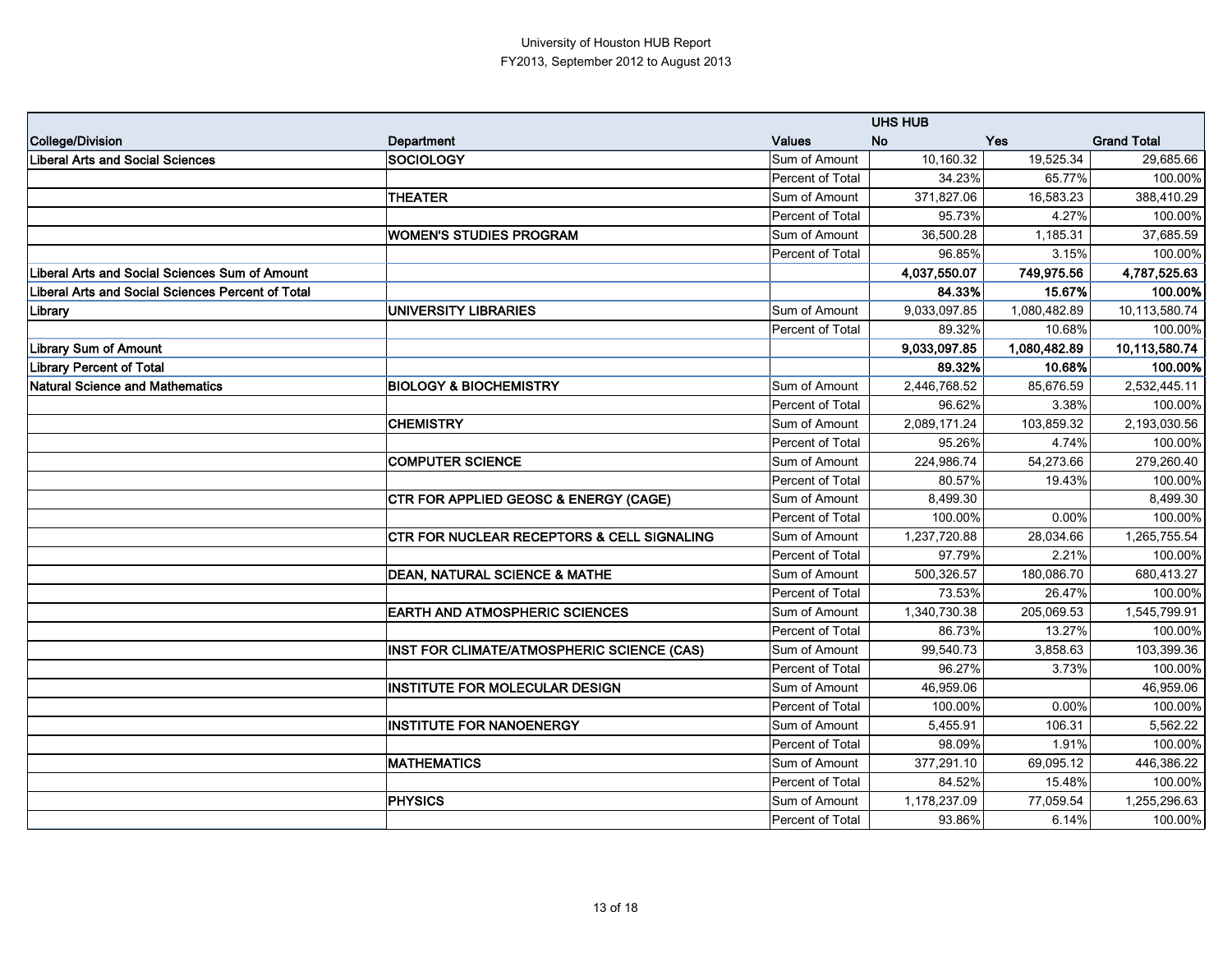University of Houston HUB Report
FY2013, September 2012 to August 2013

| | | | UHS HUB | | |
|---|---|---|---|---|---|
| **College/Division** | **Department** | **Values** | **No** | **Yes** | **Grand Total** |
| **Liberal Arts and Social Sciences** | **SOCIOLOGY** | Sum of Amount | 10,160.32 | 19,525.34 | 29,685.66 |
| | | Percent of Total | 34.23% | 65.77% | 100.00% |
| | **THEATER** | Sum of Amount | 371,827.06 | 16,583.23 | 388,410.29 |
| | | Percent of Total | 95.73% | 4.27% | 100.00% |
| | **WOMEN'S STUDIES PROGRAM** | Sum of Amount | 36,500.28 | 1,185.31 | 37,685.59 |
| | | Percent of Total | 96.85% | 3.15% | 100.00% |
| **Liberal Arts and Social Sciences Sum of Amount** | | | **4,037,550.07** | **749,975.56** | **4,787,525.63** |
| **Liberal Arts and Social Sciences Percent of Total** | | | **84.33%** | **15.67%** | **100.00%** |
| **Library** | **UNIVERSITY LIBRARIES** | Sum of Amount | 9,033,097.85 | 1,080,482.89 | 10,113,580.74 |
| | | Percent of Total | 89.32% | 10.68% | 100.00% |
| **Library Sum of Amount** | | | **9,033,097.85** | **1,080,482.89** | **10,113,580.74** |
| **Library Percent of Total** | | | **89.32%** | **10.68%** | **100.00%** |
| **Natural Science and Mathematics** | **BIOLOGY & BIOCHEMISTRY** | Sum of Amount | 2,446,768.52 | 85,676.59 | 2,532,445.11 |
| | | Percent of Total | 96.62% | 3.38% | 100.00% |
| | **CHEMISTRY** | Sum of Amount | 2,089,171.24 | 103,859.32 | 2,193,030.56 |
| | | Percent of Total | 95.26% | 4.74% | 100.00% |
| | **COMPUTER SCIENCE** | Sum of Amount | 224,986.74 | 54,273.66 | 279,260.40 |
| | | Percent of Total | 80.57% | 19.43% | 100.00% |
| | **CTR FOR APPLIED GEOSC & ENERGY (CAGE)** | Sum of Amount | 8,499.30 | | 8,499.30 |
| | | Percent of Total | 100.00% | 0.00% | 100.00% |
| | **CTR FOR NUCLEAR RECEPTORS & CELL SIGNALING** | Sum of Amount | 1,237,720.88 | 28,034.66 | 1,265,755.54 |
| | | Percent of Total | 97.79% | 2.21% | 100.00% |
| | **DEAN, NATURAL SCIENCE & MATHE** | Sum of Amount | 500,326.57 | 180,086.70 | 680,413.27 |
| | | Percent of Total | 73.53% | 26.47% | 100.00% |
| | **EARTH AND ATMOSPHERIC SCIENCES** | Sum of Amount | 1,340,730.38 | 205,069.53 | 1,545,799.91 |
| | | Percent of Total | 86.73% | 13.27% | 100.00% |
| | **INST FOR CLIMATE/ATMOSPHERIC SCIENCE (CAS)** | Sum of Amount | 99,540.73 | 3,858.63 | 103,399.36 |
| | | Percent of Total | 96.27% | 3.73% | 100.00% |
| | **INSTITUTE FOR MOLECULAR DESIGN** | Sum of Amount | 46,959.06 | | 46,959.06 |
| | | Percent of Total | 100.00% | 0.00% | 100.00% |
| | **INSTITUTE FOR NANOENERGY** | Sum of Amount | 5,455.91 | 106.31 | 5,562.22 |
| | | Percent of Total | 98.09% | 1.91% | 100.00% |
| | **MATHEMATICS** | Sum of Amount | 377,291.10 | 69,095.12 | 446,386.22 |
| | | Percent of Total | 84.52% | 15.48% | 100.00% |
| | **PHYSICS** | Sum of Amount | 1,178,237.09 | 77,059.54 | 1,255,296.63 |
| | | Percent of Total | 93.86% | 6.14% | 100.00% |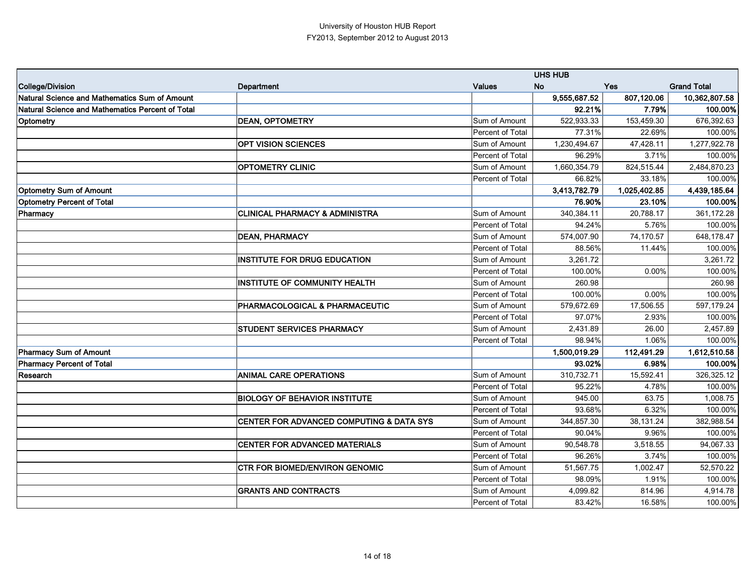University of Houston HUB Report
FY2013, September 2012 to August 2013

| | | | UHS HUB | | |
|---|---|---|---|---|---|
| **College/Division** | **Department** | **Values** | **No** | **Yes** | **Grand Total** |
| **Natural Science and Mathematics Sum of Amount** | | | **9,555,687.52** | **807,120.06** | **10,362,807.58** |
| **Natural Science and Mathematics Percent of Total** | | | **92.21%** | **7.79%** | **100.00%** |
| **Optometry** | **DEAN, OPTOMETRY** | Sum of Amount | 522,933.33 | 153,459.30 | 676,392.63 |
| | | Percent of Total | 77.31% | 22.69% | 100.00% |
| | **OPT VISION SCIENCES** | Sum of Amount | 1,230,494.67 | 47,428.11 | 1,277,922.78 |
| | | Percent of Total | 96.29% | 3.71% | 100.00% |
| | **OPTOMETRY CLINIC** | Sum of Amount | 1,660,354.79 | 824,515.44 | 2,484,870.23 |
| | | Percent of Total | 66.82% | 33.18% | 100.00% |
| **Optometry Sum of Amount** | | | **3,413,782.79** | **1,025,402.85** | **4,439,185.64** |
| **Optometry Percent of Total** | | | **76.90%** | **23.10%** | **100.00%** |
| **Pharmacy** | **CLINICAL PHARMACY & ADMINISTRA** | Sum of Amount | 340,384.11 | 20,788.17 | 361,172.28 |
| | | Percent of Total | 94.24% | 5.76% | 100.00% |
| | **DEAN, PHARMACY** | Sum of Amount | 574,007.90 | 74,170.57 | 648,178.47 |
| | | Percent of Total | 88.56% | 11.44% | 100.00% |
| | **INSTITUTE FOR DRUG EDUCATION** | Sum of Amount | 3,261.72 | | 3,261.72 |
| | | Percent of Total | 100.00% | 0.00% | 100.00% |
| | **INSTITUTE OF COMMUNITY HEALTH** | Sum of Amount | 260.98 | | 260.98 |
| | | Percent of Total | 100.00% | 0.00% | 100.00% |
| | **PHARMACOLOGICAL & PHARMACEUTIC** | Sum of Amount | 579,672.69 | 17,506.55 | 597,179.24 |
| | | Percent of Total | 97.07% | 2.93% | 100.00% |
| | **STUDENT SERVICES PHARMACY** | Sum of Amount | 2,431.89 | 26.00 | 2,457.89 |
| | | Percent of Total | 98.94% | 1.06% | 100.00% |
| **Pharmacy Sum of Amount** | | | **1,500,019.29** | **112,491.29** | **1,612,510.58** |
| **Pharmacy Percent of Total** | | | **93.02%** | **6.98%** | **100.00%** |
| **Research** | **ANIMAL CARE OPERATIONS** | Sum of Amount | 310,732.71 | 15,592.41 | 326,325.12 |
| | | Percent of Total | 95.22% | 4.78% | 100.00% |
| | **BIOLOGY OF BEHAVIOR INSTITUTE** | Sum of Amount | 945.00 | 63.75 | 1,008.75 |
| | | Percent of Total | 93.68% | 6.32% | 100.00% |
| | **CENTER FOR ADVANCED COMPUTING & DATA SYS** | Sum of Amount | 344,857.30 | 38,131.24 | 382,988.54 |
| | | Percent of Total | 90.04% | 9.96% | 100.00% |
| | **CENTER FOR ADVANCED MATERIALS** | Sum of Amount | 90,548.78 | 3,518.55 | 94,067.33 |
| | | Percent of Total | 96.26% | 3.74% | 100.00% |
| | **CTR FOR BIOMED/ENVIRON GENOMIC** | Sum of Amount | 51,567.75 | 1,002.47 | 52,570.22 |
| | | Percent of Total | 98.09% | 1.91% | 100.00% |
| | **GRANTS AND CONTRACTS** | Sum of Amount | 4,099.82 | 814.96 | 4,914.78 |
| | | Percent of Total | 83.42% | 16.58% | 100.00% |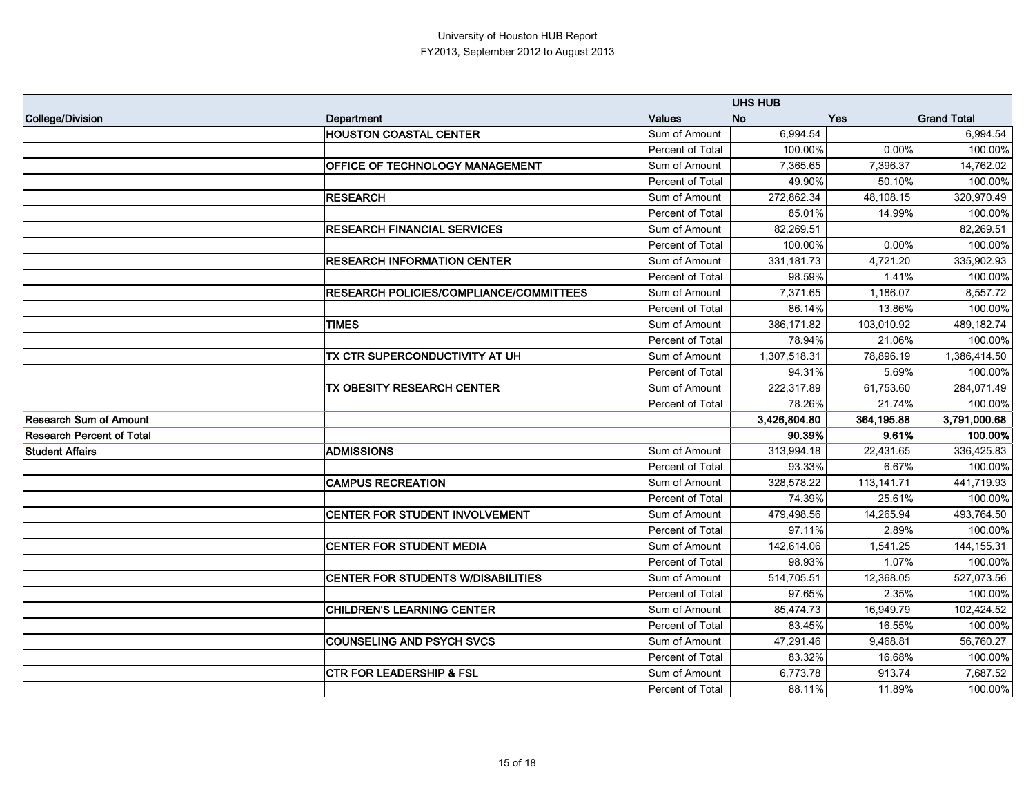University of Houston HUB Report
FY2013, September 2012 to August 2013

| | | | UHS HUB | | |
|---|---|---|---|---|---|
| **College/Division** | **Department** | **Values** | **No** | **Yes** | **Grand Total** |
| | **HOUSTON COASTAL CENTER** | Sum of Amount | 6,994.54 | | 6,994.54 |
| | | Percent of Total | 100.00% | 0.00% | 100.00% |
| | **OFFICE OF TECHNOLOGY MANAGEMENT** | Sum of Amount | 7,365.65 | 7,396.37 | 14,762.02 |
| | | Percent of Total | 49.90% | 50.10% | 100.00% |
| | **RESEARCH** | Sum of Amount | 272,862.34 | 48,108.15 | 320,970.49 |
| | | Percent of Total | 85.01% | 14.99% | 100.00% |
| | **RESEARCH FINANCIAL SERVICES** | Sum of Amount | 82,269.51 | | 82,269.51 |
| | | Percent of Total | 100.00% | 0.00% | 100.00% |
| | **RESEARCH INFORMATION CENTER** | Sum of Amount | 331,181.73 | 4,721.20 | 335,902.93 |
| | | Percent of Total | 98.59% | 1.41% | 100.00% |
| | **RESEARCH POLICIES/COMPLIANCE/COMMITTEES** | Sum of Amount | 7,371.65 | 1,186.07 | 8,557.72 |
| | | Percent of Total | 86.14% | 13.86% | 100.00% |
| | **TIMES** | Sum of Amount | 386,171.82 | 103,010.92 | 489,182.74 |
| | | Percent of Total | 78.94% | 21.06% | 100.00% |
| | **TX CTR SUPERCONDUCTIVITY AT UH** | Sum of Amount | 1,307,518.31 | 78,896.19 | 1,386,414.50 |
| | | Percent of Total | 94.31% | 5.69% | 100.00% |
| | **TX OBESITY RESEARCH CENTER** | Sum of Amount | 222,317.89 | 61,753.60 | 284,071.49 |
| | | Percent of Total | 78.26% | 21.74% | 100.00% |
| **Research Sum of Amount** | | | **3,426,804.80** | **364,195.88** | **3,791,000.68** |
| **Research Percent of Total** | | | **90.39%** | **9.61%** | **100.00%** |
| **Student Affairs** | **ADMISSIONS** | Sum of Amount | 313,994.18 | 22,431.65 | 336,425.83 |
| | | Percent of Total | 93.33% | 6.67% | 100.00% |
| | **CAMPUS RECREATION** | Sum of Amount | 328,578.22 | 113,141.71 | 441,719.93 |
| | | Percent of Total | 74.39% | 25.61% | 100.00% |
| | **CENTER FOR STUDENT INVOLVEMENT** | Sum of Amount | 479,498.56 | 14,265.94 | 493,764.50 |
| | | Percent of Total | 97.11% | 2.89% | 100.00% |
| | **CENTER FOR STUDENT MEDIA** | Sum of Amount | 142,614.06 | 1,541.25 | 144,155.31 |
| | | Percent of Total | 98.93% | 1.07% | 100.00% |
| | **CENTER FOR STUDENTS W/DISABILITIES** | Sum of Amount | 514,705.51 | 12,368.05 | 527,073.56 |
| | | Percent of Total | 97.65% | 2.35% | 100.00% |
| | **CHILDREN'S LEARNING CENTER** | Sum of Amount | 85,474.73 | 16,949.79 | 102,424.52 |
| | | Percent of Total | 83.45% | 16.55% | 100.00% |
| | **COUNSELING AND PSYCH SVCS** | Sum of Amount | 47,291.46 | 9,468.81 | 56,760.27 |
| | | Percent of Total | 83.32% | 16.68% | 100.00% |
| | **CTR FOR LEADERSHIP & FSL** | Sum of Amount | 6,773.78 | 913.74 | 7,687.52 |
| | | Percent of Total | 88.11% | 11.89% | 100.00% |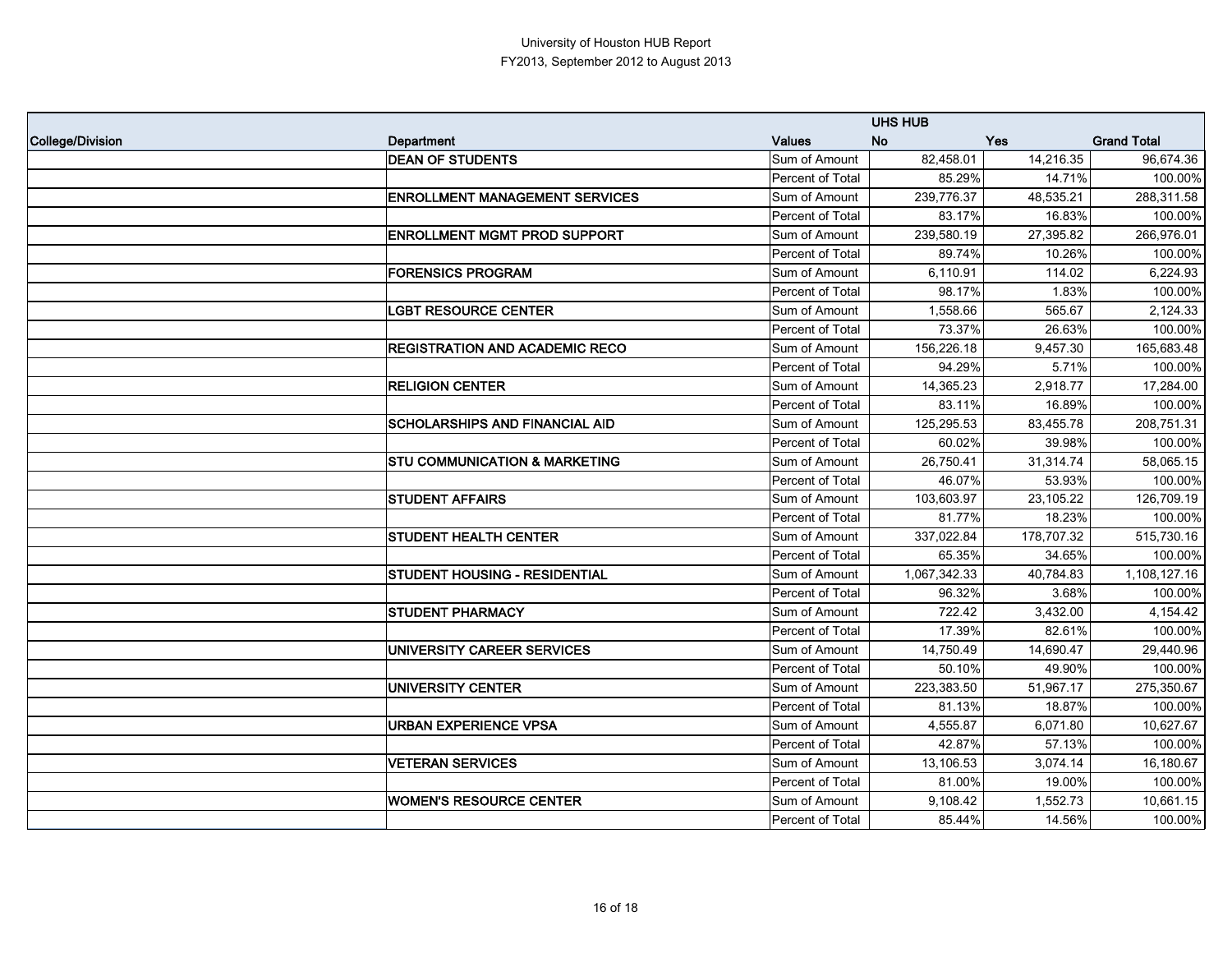University of Houston HUB Report
FY2013, September 2012 to August 2013

| | | | UHS HUB | | |
|---|---|---|---|---|---|
| **College/Division** | **Department** | **Values** | **No** | **Yes** | **Grand Total** |
| | **DEAN OF STUDENTS** | Sum of Amount | 82,458.01 | 14,216.35 | 96,674.36 |
| | | Percent of Total | 85.29% | 14.71% | 100.00% |
| | **ENROLLMENT MANAGEMENT SERVICES** | Sum of Amount | 239,776.37 | 48,535.21 | 288,311.58 |
| | | Percent of Total | 83.17% | 16.83% | 100.00% |
| | **ENROLLMENT MGMT PROD SUPPORT** | Sum of Amount | 239,580.19 | 27,395.82 | 266,976.01 |
| | | Percent of Total | 89.74% | 10.26% | 100.00% |
| | **FORENSICS PROGRAM** | Sum of Amount | 6,110.91 | 114.02 | 6,224.93 |
| | | Percent of Total | 98.17% | 1.83% | 100.00% |
| | **LGBT RESOURCE CENTER** | Sum of Amount | 1,558.66 | 565.67 | 2,124.33 |
| | | Percent of Total | 73.37% | 26.63% | 100.00% |
| | **REGISTRATION AND ACADEMIC RECO** | Sum of Amount | 156,226.18 | 9,457.30 | 165,683.48 |
| | | Percent of Total | 94.29% | 5.71% | 100.00% |
| | **RELIGION CENTER** | Sum of Amount | 14,365.23 | 2,918.77 | 17,284.00 |
| | | Percent of Total | 83.11% | 16.89% | 100.00% |
| | **SCHOLARSHIPS AND FINANCIAL AID** | Sum of Amount | 125,295.53 | 83,455.78 | 208,751.31 |
| | | Percent of Total | 60.02% | 39.98% | 100.00% |
| | **STU COMMUNICATION & MARKETING** | Sum of Amount | 26,750.41 | 31,314.74 | 58,065.15 |
| | | Percent of Total | 46.07% | 53.93% | 100.00% |
| | **STUDENT AFFAIRS** | Sum of Amount | 103,603.97 | 23,105.22 | 126,709.19 |
| | | Percent of Total | 81.77% | 18.23% | 100.00% |
| | **STUDENT HEALTH CENTER** | Sum of Amount | 337,022.84 | 178,707.32 | 515,730.16 |
| | | Percent of Total | 65.35% | 34.65% | 100.00% |
| | **STUDENT HOUSING - RESIDENTIAL** | Sum of Amount | 1,067,342.33 | 40,784.83 | 1,108,127.16 |
| | | Percent of Total | 96.32% | 3.68% | 100.00% |
| | **STUDENT PHARMACY** | Sum of Amount | 722.42 | 3,432.00 | 4,154.42 |
| | | Percent of Total | 17.39% | 82.61% | 100.00% |
| | **UNIVERSITY CAREER SERVICES** | Sum of Amount | 14,750.49 | 14,690.47 | 29,440.96 |
| | | Percent of Total | 50.10% | 49.90% | 100.00% |
| | **UNIVERSITY CENTER** | Sum of Amount | 223,383.50 | 51,967.17 | 275,350.67 |
| | | Percent of Total | 81.13% | 18.87% | 100.00% |
| | **URBAN EXPERIENCE VPSA** | Sum of Amount | 4,555.87 | 6,071.80 | 10,627.67 |
| | | Percent of Total | 42.87% | 57.13% | 100.00% |
| | **VETERAN SERVICES** | Sum of Amount | 13,106.53 | 3,074.14 | 16,180.67 |
| | | Percent of Total | 81.00% | 19.00% | 100.00% |
| | **WOMEN'S RESOURCE CENTER** | Sum of Amount | 9,108.42 | 1,552.73 | 10,661.15 |
| | | Percent of Total | 85.44% | 14.56% | 100.00% |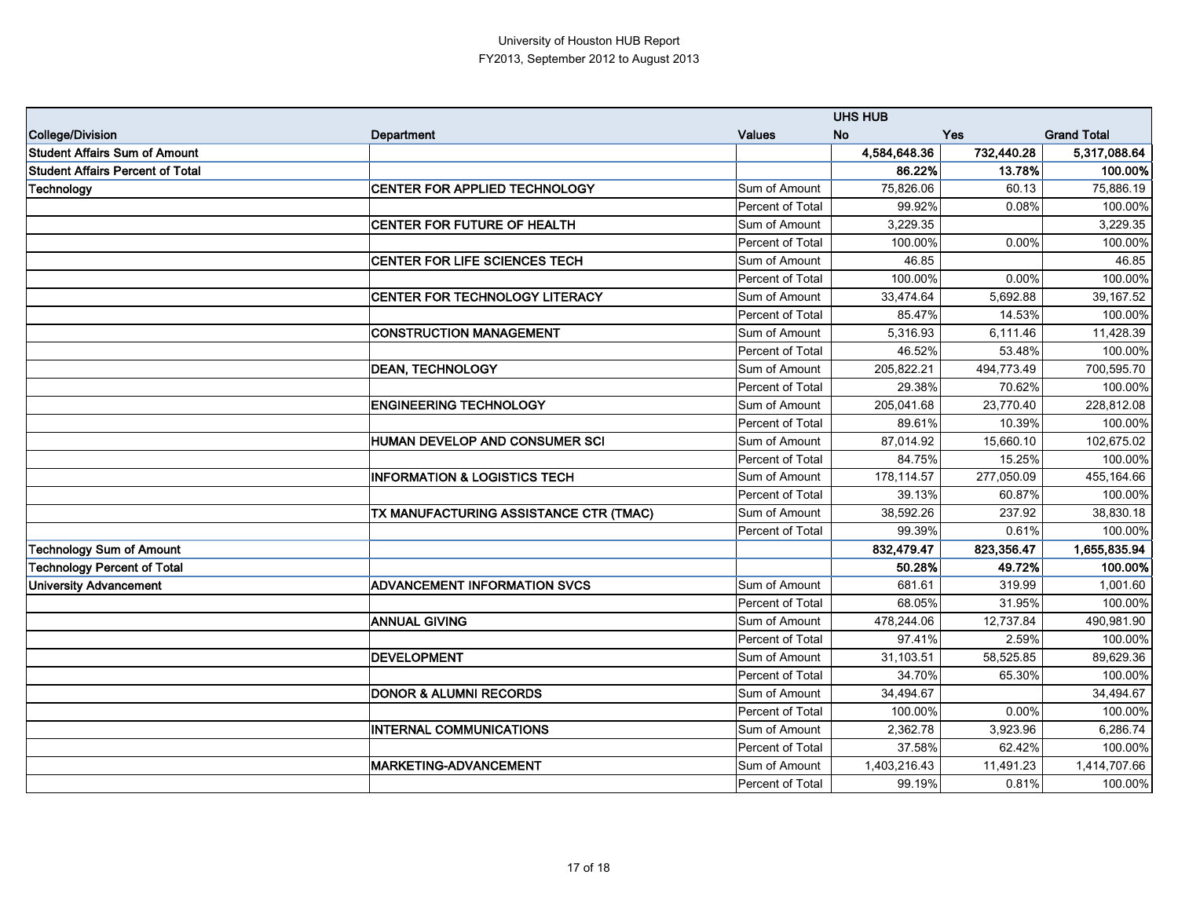University of Houston HUB Report
FY2013, September 2012 to August 2013

| | | | UHS HUB | | |
|---|---|---|---|---|---|
| **College/Division** | **Department** | **Values** | **No** | **Yes** | **Grand Total** |
| **Student Affairs Sum of Amount** | | | **4,584,648.36** | **732,440.28** | **5,317,088.64** |
| **Student Affairs Percent of Total** | | | **86.22%** | **13.78%** | **100.00%** |
| Technology | CENTER FOR APPLIED TECHNOLOGY | Sum of Amount | 75,826.06 | 60.13 | 75,886.19 |
| | | Percent of Total | 99.92% | 0.08% | 100.00% |
| | CENTER FOR FUTURE OF HEALTH | Sum of Amount | 3,229.35 | | 3,229.35 |
| | | Percent of Total | 100.00% | 0.00% | 100.00% |
| | CENTER FOR LIFE SCIENCES TECH | Sum of Amount | 46.85 | | 46.85 |
| | | Percent of Total | 100.00% | 0.00% | 100.00% |
| | CENTER FOR TECHNOLOGY LITERACY | Sum of Amount | 33,474.64 | 5,692.88 | 39,167.52 |
| | | Percent of Total | 85.47% | 14.53% | 100.00% |
| | CONSTRUCTION MANAGEMENT | Sum of Amount | 5,316.93 | 6,111.46 | 11,428.39 |
| | | Percent of Total | 46.52% | 53.48% | 100.00% |
| | DEAN, TECHNOLOGY | Sum of Amount | 205,822.21 | 494,773.49 | 700,595.70 |
| | | Percent of Total | 29.38% | 70.62% | 100.00% |
| | ENGINEERING TECHNOLOGY | Sum of Amount | 205,041.68 | 23,770.40 | 228,812.08 |
| | | Percent of Total | 89.61% | 10.39% | 100.00% |
| | HUMAN DEVELOP AND CONSUMER SCI | Sum of Amount | 87,014.92 | 15,660.10 | 102,675.02 |
| | | Percent of Total | 84.75% | 15.25% | 100.00% |
| | INFORMATION & LOGISTICS TECH | Sum of Amount | 178,114.57 | 277,050.09 | 455,164.66 |
| | | Percent of Total | 39.13% | 60.87% | 100.00% |
| | TX MANUFACTURING ASSISTANCE CTR (TMAC) | Sum of Amount | 38,592.26 | 237.92 | 38,830.18 |
| | | Percent of Total | 99.39% | 0.61% | 100.00% |
| **Technology Sum of Amount** | | | **832,479.47** | **823,356.47** | **1,655,835.94** |
| **Technology Percent of Total** | | | **50.28%** | **49.72%** | **100.00%** |
| University Advancement | ADVANCEMENT INFORMATION SVCS | Sum of Amount | 681.61 | 319.99 | 1,001.60 |
| | | Percent of Total | 68.05% | 31.95% | 100.00% |
| | ANNUAL GIVING | Sum of Amount | 478,244.06 | 12,737.84 | 490,981.90 |
| | | Percent of Total | 97.41% | 2.59% | 100.00% |
| | DEVELOPMENT | Sum of Amount | 31,103.51 | 58,525.85 | 89,629.36 |
| | | Percent of Total | 34.70% | 65.30% | 100.00% |
| | DONOR & ALUMNI RECORDS | Sum of Amount | 34,494.67 | | 34,494.67 |
| | | Percent of Total | 100.00% | 0.00% | 100.00% |
| | INTERNAL COMMUNICATIONS | Sum of Amount | 2,362.78 | 3,923.96 | 6,286.74 |
| | | Percent of Total | 37.58% | 62.42% | 100.00% |
| | MARKETING-ADVANCEMENT | Sum of Amount | 1,403,216.43 | 11,491.23 | 1,414,707.66 |
| | | Percent of Total | 99.19% | 0.81% | 100.00% |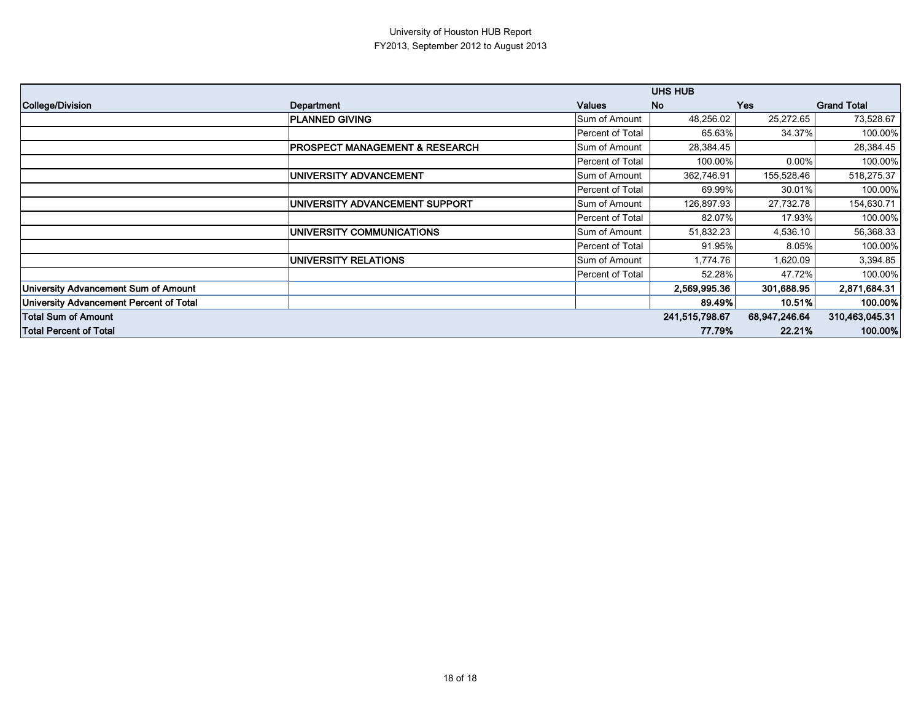University of Houston HUB Report
FY2013, September 2012 to August 2013

| | | | UHS HUB | | |
|---|---|---|---|---|---|
| **College/Division** | **Department** | **Values** | **No** | **Yes** | **Grand Total** |
| | **PLANNED GIVING** | Sum of Amount | 48,256.02 | 25,272.65 | 73,528.67 |
| | | Percent of Total | 65.63% | 34.37% | 100.00% |
| | **PROSPECT MANAGEMENT & RESEARCH** | Sum of Amount | 28,384.45 | | 28,384.45 |
| | | Percent of Total | 100.00% | 0.00% | 100.00% |
| | **UNIVERSITY ADVANCEMENT** | Sum of Amount | 362,746.91 | 155,528.46 | 518,275.37 |
| | | Percent of Total | 69.99% | 30.01% | 100.00% |
| | **UNIVERSITY ADVANCEMENT SUPPORT** | Sum of Amount | 126,897.93 | 27,732.78 | 154,630.71 |
| | | Percent of Total | 82.07% | 17.93% | 100.00% |
| | **UNIVERSITY COMMUNICATIONS** | Sum of Amount | 51,832.23 | 4,536.10 | 56,368.33 |
| | | Percent of Total | 91.95% | 8.05% | 100.00% |
| | **UNIVERSITY RELATIONS** | Sum of Amount | 1,774.76 | 1,620.09 | 3,394.85 |
| | | Percent of Total | 52.28% | 47.72% | 100.00% |
| **University Advancement Sum of Amount** | | | **2,569,995.36** | **301,688.95** | **2,871,684.31** |
| **University Advancement Percent of Total** | | | **89.49%** | **10.51%** | **100.00%** |
| **Total Sum of Amount** | | | **241,515,798.67** | **68,947,246.64** | **310,463,045.31** |
| **Total Percent of Total** | | | **77.79%** | **22.21%** | **100.00%** |